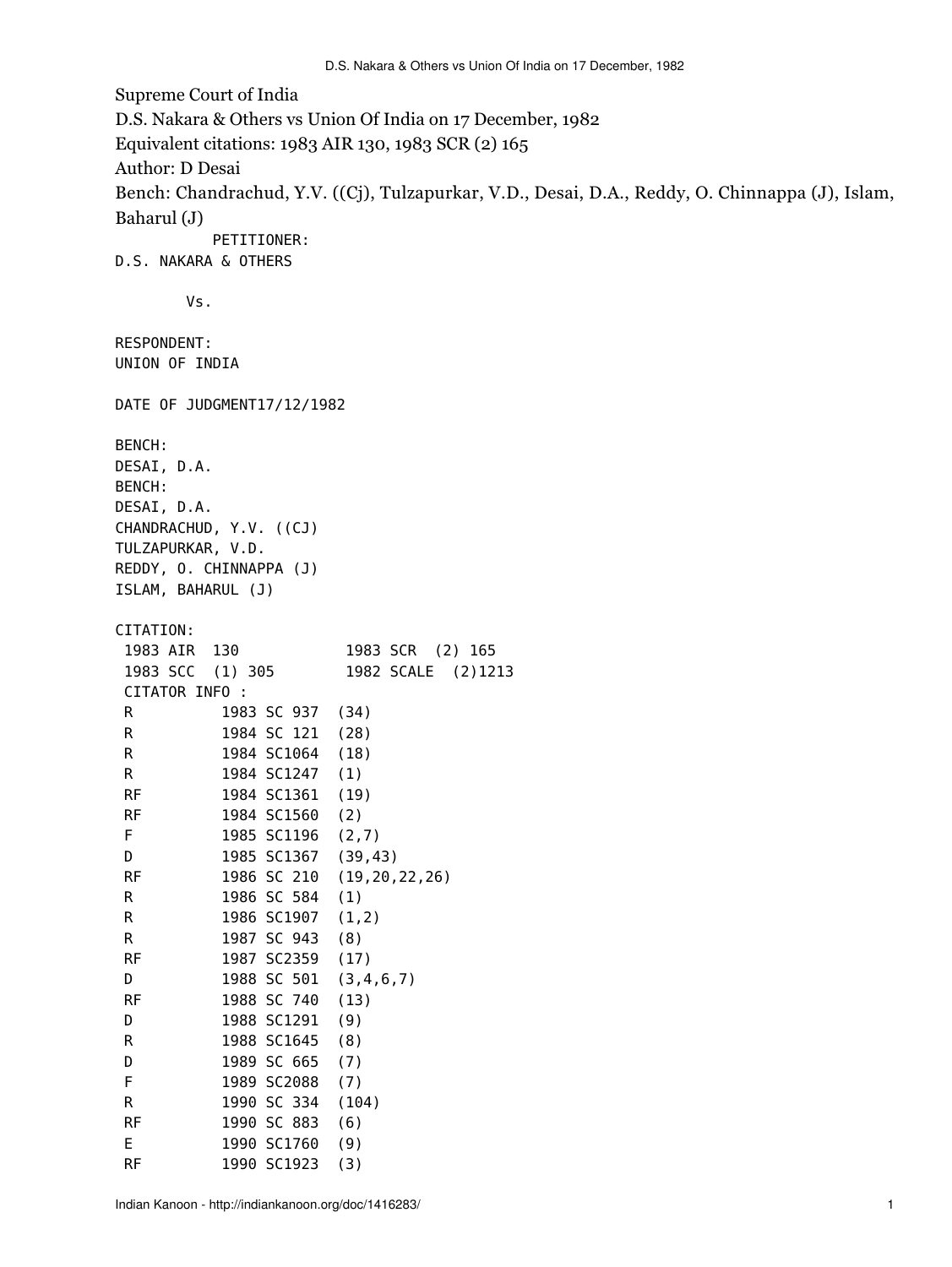Supreme Court of India

D.S. Nakara & Others vs Union Of India on 17 December, 1982

Equivalent citations: 1983 AIR 130, 1983 SCR (2) 165

Author: D Desai

Bench: Chandrachud, Y.V. ((Cj), Tulzapurkar, V.D., Desai, D.A., Reddy, O. Chinnappa (J), Islam, Baharul (J)

```
           PETITIONER:
D.S. NAKARA & OTHERS

        Vs.

RESPONDENT:
UNION OF INDIA

DATE OF JUDGMENT17/12/1982

BENCH:
DESAI, D.A.
BENCH:
DESAI, D.A.
CHANDRACHUD, Y.V. ((CJ)
TULZAPURKAR, V.D.
REDDY, O. CHINNAPPA (J)
ISLAM, BAHARUL (J)

CITATION:
 1983 AIR  130            1983 SCR  (2) 165
 1983 SCC  (1) 305        1982 SCALE  (2)1213
 CITATOR INFO :
 R          1983 SC 937  (34)
 R          1984 SC 121  (28)
 R          1984 SC1064  (18)
 R          1984 SC1247  (1)
 RF         1984 SC1361  (19)
 RF         1984 SC1560  (2)
 F          1985 SC1196  (2,7)
 D          1985 SC1367  (39,43)
 RF         1986 SC 210  (19,20,22,26)
 R          1986 SC 584  (1)
 R          1986 SC1907  (1,2)
 R          1987 SC 943  (8)
 RF         1987 SC2359  (17)
 D          1988 SC 501  (3,4,6,7)
 RF         1988 SC 740  (13)
 D          1988 SC1291  (9)
 R          1988 SC1645  (8)
 D          1989 SC 665  (7)
 F          1989 SC2088  (7)
 R          1990 SC 334  (104)
 RF         1990 SC 883  (6)
 E          1990 SC1760  (9)
 RF         1990 SC1923  (3)
```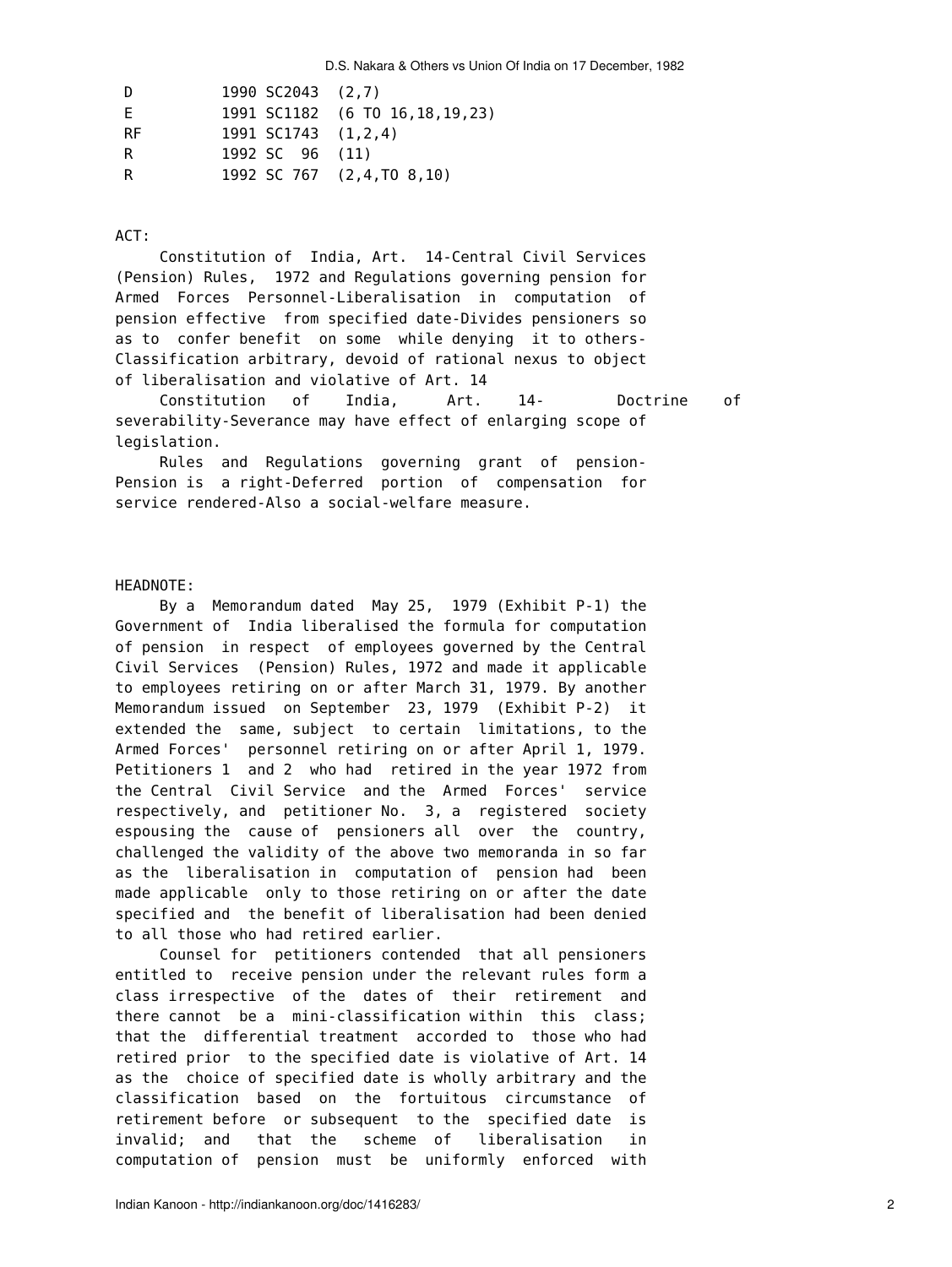| | |
|---|---|
| D | 1990 SC2043 (2,7) |
| E | 1991 SC1182 (6 TO 16,18,19,23) |
| RF | 1991 SC1743 (1,2,4) |
| R | 1992 SC 96 (11) |
| R | 1992 SC 767 (2,4,TO 8,10) |

ACT:

Constitution of India, Art. 14-Central Civil Services (Pension) Rules, 1972 and Regulations governing pension for Armed Forces Personnel-Liberalisation in computation of pension effective from specified date-Divides pensioners so as to confer benefit on some while denying it to others-Classification arbitrary, devoid of rational nexus to object of liberalisation and violative of Art. 14

Constitution of India, Art. 14- Doctrine of severability-Severance may have effect of enlarging scope of legislation.

Rules and Regulations governing grant of pension-Pension is a right-Deferred portion of compensation for service rendered-Also a social-welfare measure.

HEADNOTE:

By a Memorandum dated May 25, 1979 (Exhibit P-1) the Government of India liberalised the formula for computation of pension in respect of employees governed by the Central Civil Services (Pension) Rules, 1972 and made it applicable to employees retiring on or after March 31, 1979. By another Memorandum issued on September 23, 1979 (Exhibit P-2) it extended the same, subject to certain limitations, to the Armed Forces' personnel retiring on or after April 1, 1979. Petitioners 1 and 2 who had retired in the year 1972 from the Central Civil Service and the Armed Forces' service respectively, and petitioner No. 3, a registered society espousing the cause of pensioners all over the country, challenged the validity of the above two memoranda in so far as the liberalisation in computation of pension had been made applicable only to those retiring on or after the date specified and the benefit of liberalisation had been denied to all those who had retired earlier.

Counsel for petitioners contended that all pensioners entitled to receive pension under the relevant rules form a class irrespective of the dates of their retirement and there cannot be a mini-classification within this class; that the differential treatment accorded to those who had retired prior to the specified date is violative of Art. 14 as the choice of specified date is wholly arbitrary and the classification based on the fortuitous circumstance of retirement before or subsequent to the specified date is invalid; and that the scheme of liberalisation in computation of pension must be uniformly enforced with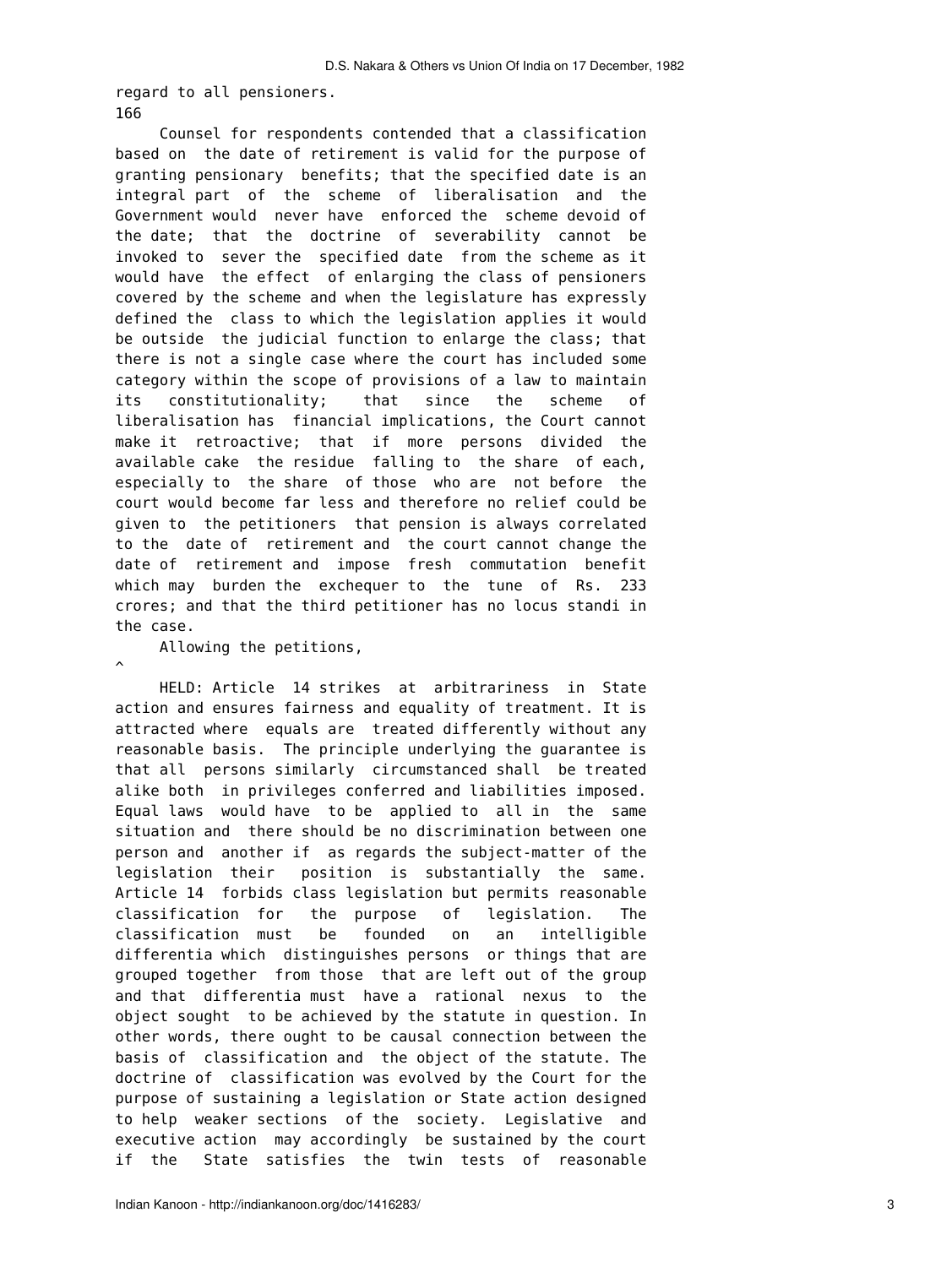regard to all pensioners.
166

Counsel for respondents contended that a classification based on the date of retirement is valid for the purpose of granting pensionary benefits; that the specified date is an integral part of the scheme of liberalisation and the Government would never have enforced the scheme devoid of the date; that the doctrine of severability cannot be invoked to sever the specified date from the scheme as it would have the effect of enlarging the class of pensioners covered by the scheme and when the legislature has expressly defined the class to which the legislation applies it would be outside the judicial function to enlarge the class; that there is not a single case where the court has included some category within the scope of provisions of a law to maintain its constitutionality; that since the scheme of liberalisation has financial implications, the Court cannot make it retroactive; that if more persons divided the available cake the residue falling to the share of each, especially to the share of those who are not before the court would become far less and therefore no relief could be given to the petitioners that pension is always correlated to the date of retirement and the court cannot change the date of retirement and impose fresh commutation benefit which may burden the exchequer to the tune of Rs. 233 crores; and that the third petitioner has no locus standi in the case.

Allowing the petitions,

^

HELD: Article 14 strikes at arbitrariness in State action and ensures fairness and equality of treatment. It is attracted where equals are treated differently without any reasonable basis. The principle underlying the guarantee is that all persons similarly circumstanced shall be treated alike both in privileges conferred and liabilities imposed. Equal laws would have to be applied to all in the same situation and there should be no discrimination between one person and another if as regards the subject-matter of the legislation their position is substantially the same. Article 14 forbids class legislation but permits reasonable classification for the purpose of legislation. The classification must be founded on an intelligible differentia which distinguishes persons or things that are grouped together from those that are left out of the group and that differentia must have a rational nexus to the object sought to be achieved by the statute in question. In other words, there ought to be causal connection between the basis of classification and the object of the statute. The doctrine of classification was evolved by the Court for the purpose of sustaining a legislation or State action designed to help weaker sections of the society. Legislative and executive action may accordingly be sustained by the court if the State satisfies the twin tests of reasonable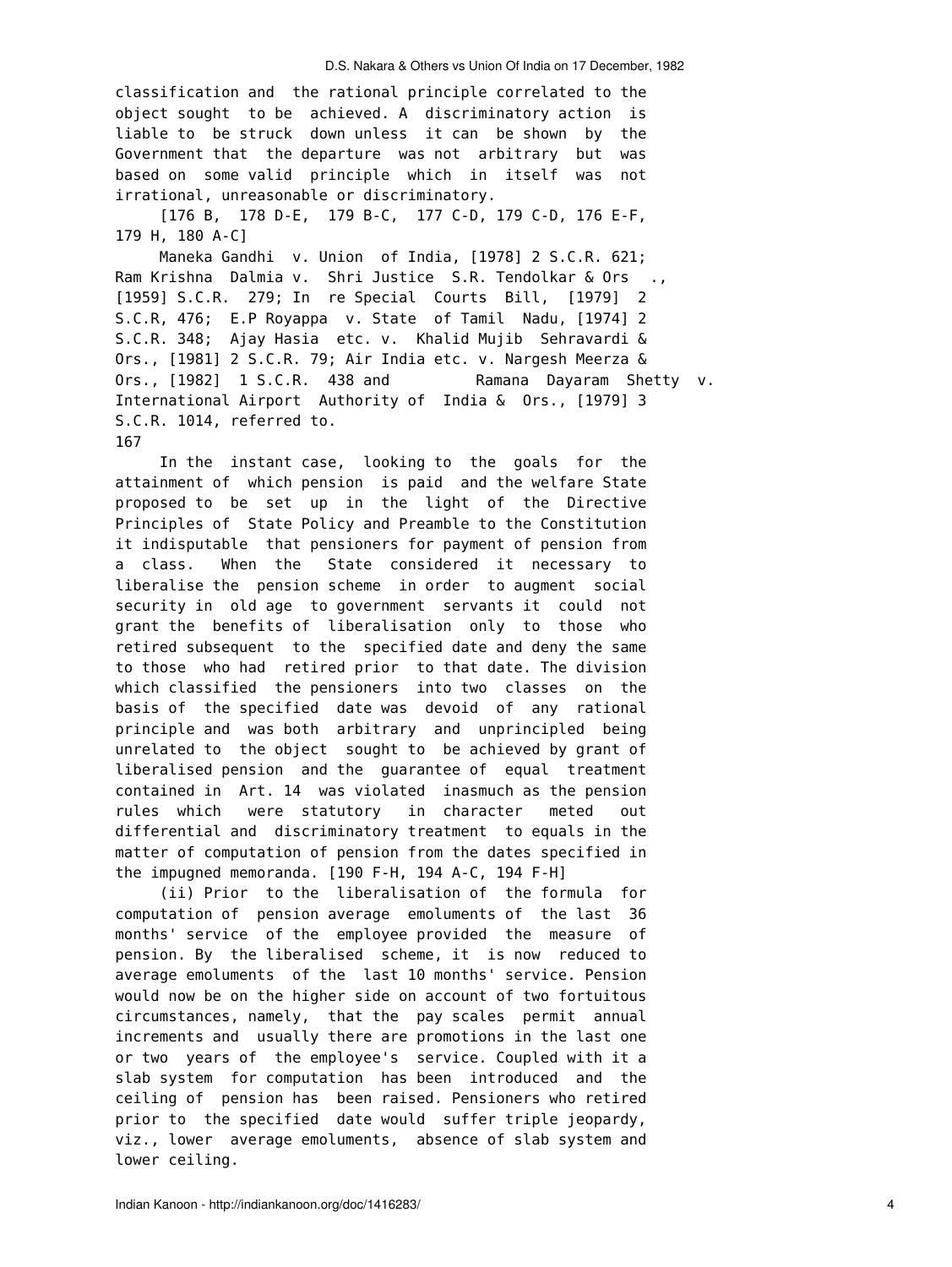classification and the rational principle correlated to the object sought to be achieved. A discriminatory action is liable to be struck down unless it can be shown by the Government that the departure was not arbitrary but was based on some valid principle which in itself was not irrational, unreasonable or discriminatory.

[176 B, 178 D-E, 179 B-C, 177 C-D, 179 C-D, 176 E-F, 179 H, 180 A-C]

Maneka Gandhi v. Union of India, [1978] 2 S.C.R. 621; Ram Krishna Dalmia v. Shri Justice S.R. Tendolkar & Ors ., [1959] S.C.R. 279; In re Special Courts Bill, [1979] 2 S.C.R, 476; E.P Royappa v. State of Tamil Nadu, [1974] 2 S.C.R. 348; Ajay Hasia etc. v. Khalid Mujib Sehravardi & Ors., [1981] 2 S.C.R. 79; Air India etc. v. Nargesh Meerza & Ors., [1982] 1 S.C.R. 438 and Ramana Dayaram Shetty v. International Airport Authority of India & Ors., [1979] 3 S.C.R. 1014, referred to.

167

In the instant case, looking to the goals for the attainment of which pension is paid and the welfare State proposed to be set up in the light of the Directive Principles of State Policy and Preamble to the Constitution it indisputable that pensioners for payment of pension from a class. When the State considered it necessary to liberalise the pension scheme in order to augment social security in old age to government servants it could not grant the benefits of liberalisation only to those who retired subsequent to the specified date and deny the same to those who had retired prior to that date. The division which classified the pensioners into two classes on the basis of the specified date was devoid of any rational principle and was both arbitrary and unprincipled being unrelated to the object sought to be achieved by grant of liberalised pension and the guarantee of equal treatment contained in Art. 14 was violated inasmuch as the pension rules which were statutory in character meted out differential and discriminatory treatment to equals in the matter of computation of pension from the dates specified in the impugned memoranda. [190 F-H, 194 A-C, 194 F-H]

(ii) Prior to the liberalisation of the formula for computation of pension average emoluments of the last 36 months' service of the employee provided the measure of pension. By the liberalised scheme, it is now reduced to average emoluments of the last 10 months' service. Pension would now be on the higher side on account of two fortuitous circumstances, namely, that the pay scales permit annual increments and usually there are promotions in the last one or two years of the employee's service. Coupled with it a slab system for computation has been introduced and the ceiling of pension has been raised. Pensioners who retired prior to the specified date would suffer triple jeopardy, viz., lower average emoluments, absence of slab system and lower ceiling.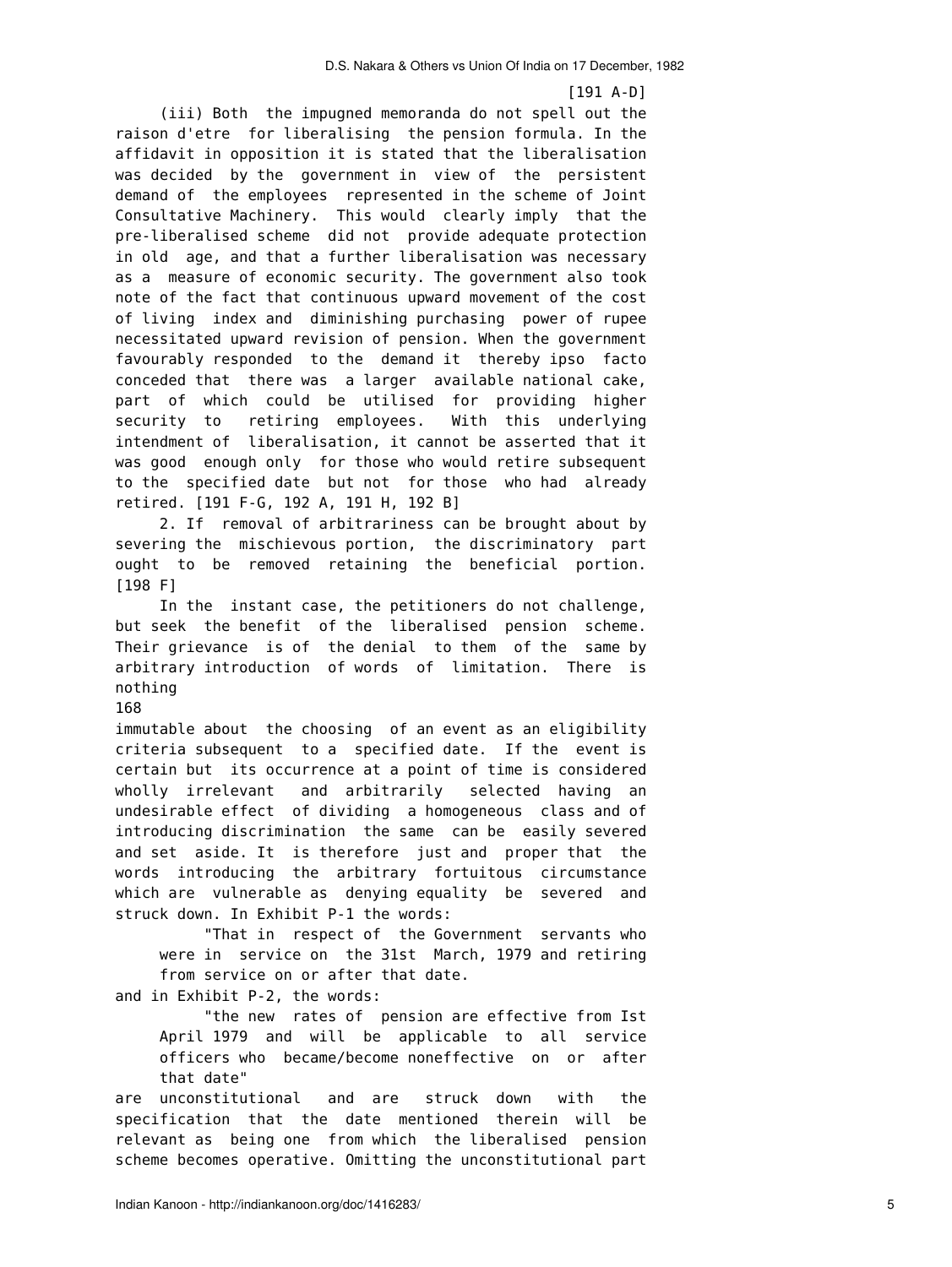[191 A-D]

(iii) Both the impugned memoranda do not spell out the raison d'etre for liberalising the pension formula. In the affidavit in opposition it is stated that the liberalisation was decided by the government in view of the persistent demand of the employees represented in the scheme of Joint Consultative Machinery. This would clearly imply that the pre-liberalised scheme did not provide adequate protection in old age, and that a further liberalisation was necessary as a measure of economic security. The government also took note of the fact that continuous upward movement of the cost of living index and diminishing purchasing power of rupee necessitated upward revision of pension. When the government favourably responded to the demand it thereby ipso facto conceded that there was a larger available national cake, part of which could be utilised for providing higher security to retiring employees. With this underlying intendment of liberalisation, it cannot be asserted that it was good enough only for those who would retire subsequent to the specified date but not for those who had already retired. [191 F-G, 192 A, 191 H, 192 B]

2. If removal of arbitrariness can be brought about by severing the mischievous portion, the discriminatory part ought to be removed retaining the beneficial portion. [198 F]

In the instant case, the petitioners do not challenge, but seek the benefit of the liberalised pension scheme. Their grievance is of the denial to them of the same by arbitrary introduction of words of limitation. There is nothing

168

immutable about the choosing of an event as an eligibility criteria subsequent to a specified date. If the event is certain but its occurrence at a point of time is considered wholly irrelevant and arbitrarily selected having an undesirable effect of dividing a homogeneous class and of introducing discrimination the same can be easily severed and set aside. It is therefore just and proper that the words introducing the arbitrary fortuitous circumstance which are vulnerable as denying equality be severed and struck down. In Exhibit P-1 the words:

> "That in respect of the Government servants who were in service on the 31st March, 1979 and retiring from service on or after that date.

and in Exhibit P-2, the words:

> "the new rates of pension are effective from Ist April 1979 and will be applicable to all service officers who became/become noneffective on or after that date"

are unconstitutional and are struck down with the specification that the date mentioned therein will be relevant as being one from which the liberalised pension scheme becomes operative. Omitting the unconstitutional part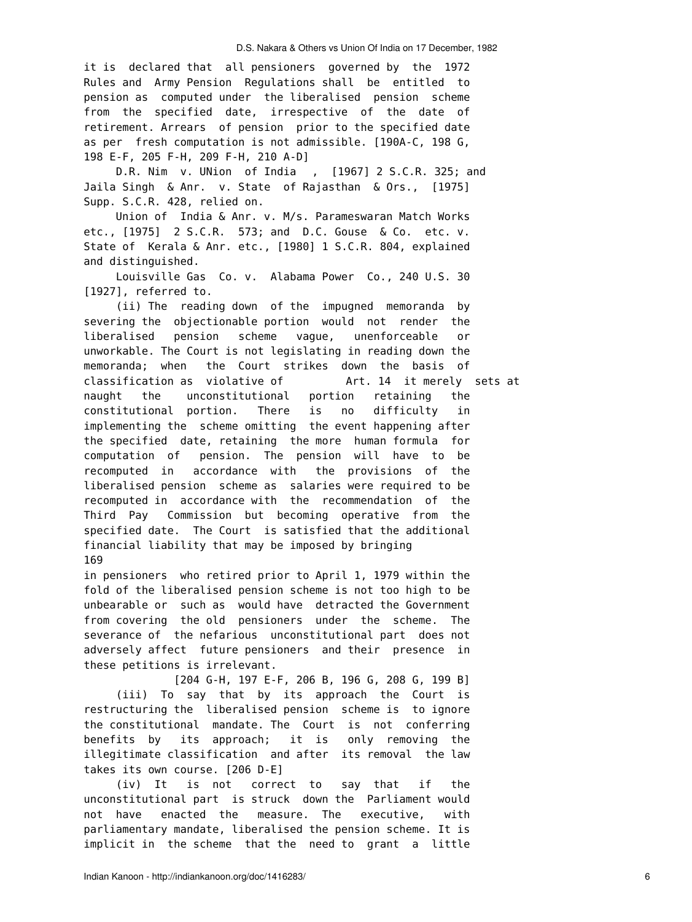it is declared that all pensioners governed by the 1972 Rules and Army Pension Regulations shall be entitled to pension as computed under the liberalised pension scheme from the specified date, irrespective of the date of retirement. Arrears of pension prior to the specified date as per fresh computation is not admissible. [190A-C, 198 G, 198 E-F, 205 F-H, 209 F-H, 210 A-D]

D.R. Nim v. UNion of India , [1967] 2 S.C.R. 325; and Jaila Singh & Anr. v. State of Rajasthan & Ors., [1975] Supp. S.C.R. 428, relied on.

Union of India & Anr. v. M/s. Parameswaran Match Works etc., [1975] 2 S.C.R. 573; and D.C. Gouse & Co. etc. v. State of Kerala & Anr. etc., [1980] 1 S.C.R. 804, explained and distinguished.

Louisville Gas Co. v. Alabama Power Co., 240 U.S. 30 [1927], referred to.

(ii) The reading down of the impugned memoranda by severing the objectionable portion would not render the liberalised pension scheme vague, unenforceable or unworkable. The Court is not legislating in reading down the memoranda; when the Court strikes down the basis of classification as violative of Art. 14 it merely sets at naught the unconstitutional portion retaining the constitutional portion. There is no difficulty in implementing the scheme omitting the event happening after the specified date, retaining the more human formula for computation of pension. The pension will have to be recomputed in accordance with the provisions of the liberalised pension scheme as salaries were required to be recomputed in accordance with the recommendation of the Third Pay Commission but becoming operative from the specified date. The Court is satisfied that the additional financial liability that may be imposed by bringing
169
in pensioners who retired prior to April 1, 1979 within the fold of the liberalised pension scheme is not too high to be unbearable or such as would have detracted the Government from covering the old pensioners under the scheme. The severance of the nefarious unconstitutional part does not adversely affect future pensioners and their presence in these petitions is irrelevant.

[204 G-H, 197 E-F, 206 B, 196 G, 208 G, 199 B]

(iii) To say that by its approach the Court is restructuring the liberalised pension scheme is to ignore the constitutional mandate. The Court is not conferring benefits by its approach; it is only removing the illegitimate classification and after its removal the law takes its own course. [206 D-E]

(iv) It is not correct to say that if the unconstitutional part is struck down the Parliament would not have enacted the measure. The executive, with parliamentary mandate, liberalised the pension scheme. It is implicit in the scheme that the need to grant a little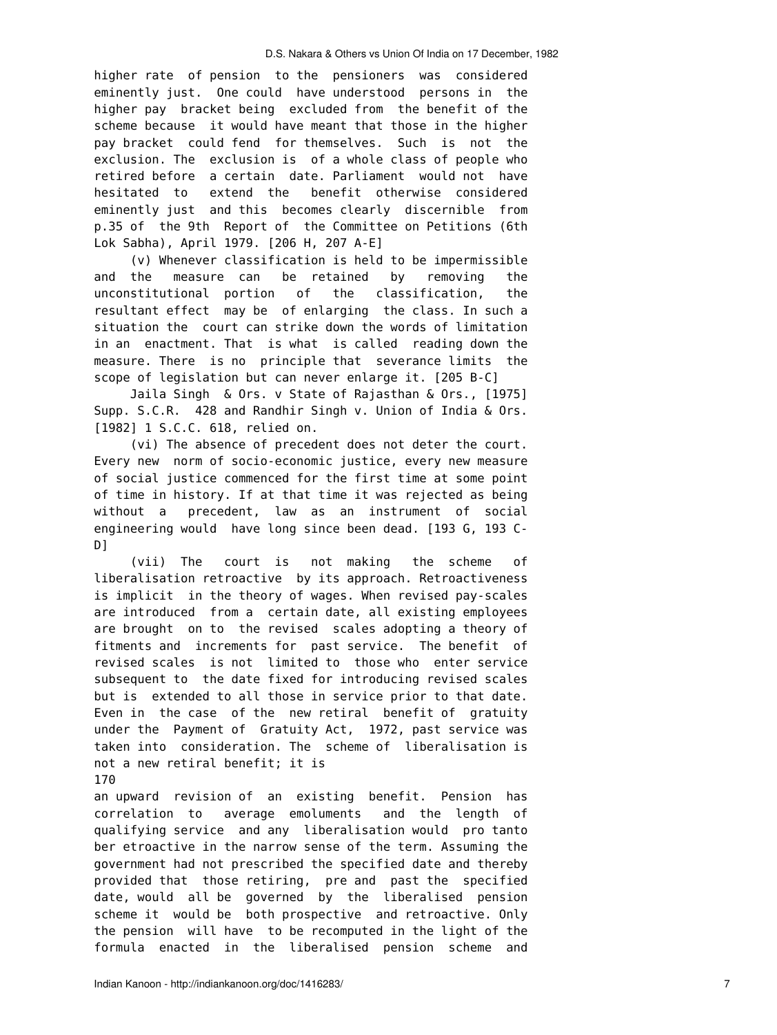higher rate of pension to the pensioners was considered eminently just. One could have understood persons in the higher pay bracket being excluded from the benefit of the scheme because it would have meant that those in the higher pay bracket could fend for themselves. Such is not the exclusion. The exclusion is of a whole class of people who retired before a certain date. Parliament would not have hesitated to extend the benefit otherwise considered eminently just and this becomes clearly discernible from p.35 of the 9th Report of the Committee on Petitions (6th Lok Sabha), April 1979. [206 H, 207 A-E]

(v) Whenever classification is held to be impermissible and the measure can be retained by removing the unconstitutional portion of the classification, the resultant effect may be of enlarging the class. In such a situation the court can strike down the words of limitation in an enactment. That is what is called reading down the measure. There is no principle that severance limits the scope of legislation but can never enlarge it. [205 B-C]

Jaila Singh & Ors. v State of Rajasthan & Ors., [1975] Supp. S.C.R. 428 and Randhir Singh v. Union of India & Ors. [1982] 1 S.C.C. 618, relied on.

(vi) The absence of precedent does not deter the court. Every new norm of socio-economic justice, every new measure of social justice commenced for the first time at some point of time in history. If at that time it was rejected as being without a precedent, law as an instrument of social engineering would have long since been dead. [193 G, 193 C-D]

(vii) The court is not making the scheme of liberalisation retroactive by its approach. Retroactiveness is implicit in the theory of wages. When revised pay-scales are introduced from a certain date, all existing employees are brought on to the revised scales adopting a theory of fitments and increments for past service. The benefit of revised scales is not limited to those who enter service subsequent to the date fixed for introducing revised scales but is extended to all those in service prior to that date. Even in the case of the new retiral benefit of gratuity under the Payment of Gratuity Act, 1972, past service was taken into consideration. The scheme of liberalisation is not a new retiral benefit; it is
170
an upward revision of an existing benefit. Pension has correlation to average emoluments and the length of qualifying service and any liberalisation would pro tanto ber etroactive in the narrow sense of the term. Assuming the government had not prescribed the specified date and thereby provided that those retiring, pre and past the specified date, would all be governed by the liberalised pension scheme it would be both prospective and retroactive. Only the pension will have to be recomputed in the light of the formula enacted in the liberalised pension scheme and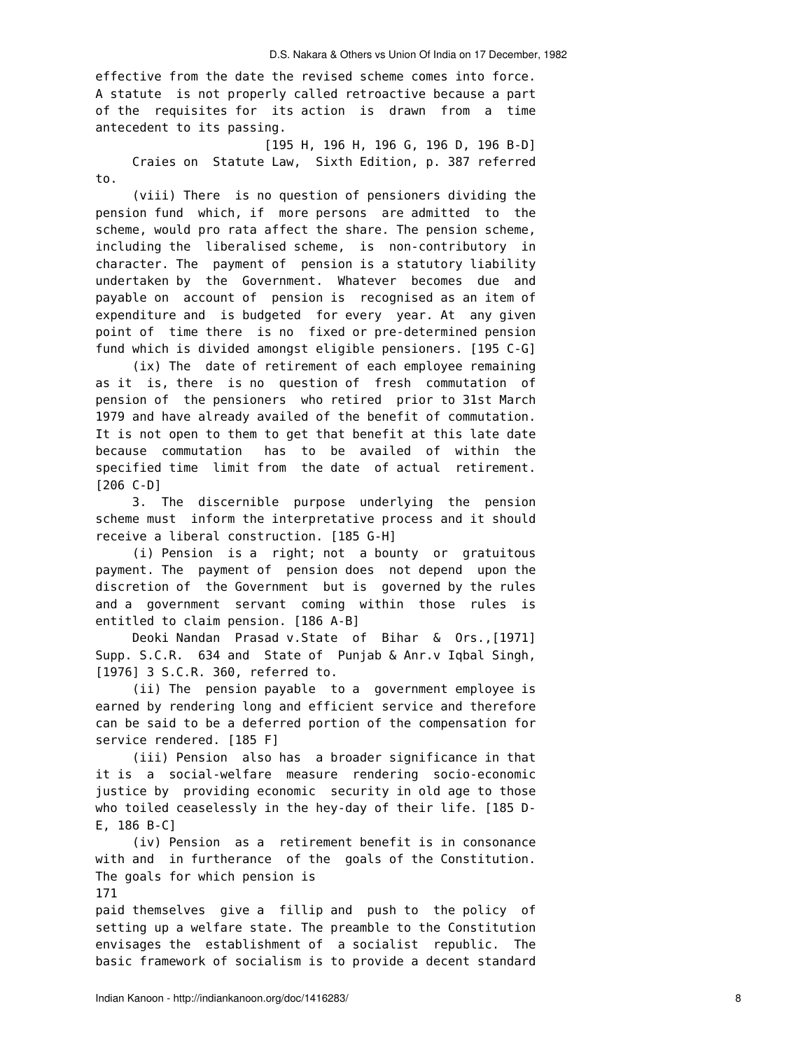effective from the date the revised scheme comes into force. A statute is not properly called retroactive because a part of the requisites for its action is drawn from a time antecedent to its passing.

[195 H, 196 H, 196 G, 196 D, 196 B-D]

Craies on Statute Law, Sixth Edition, p. 387 referred to.

(viii) There is no question of pensioners dividing the pension fund which, if more persons are admitted to the scheme, would pro rata affect the share. The pension scheme, including the liberalised scheme, is non-contributory in character. The payment of pension is a statutory liability undertaken by the Government. Whatever becomes due and payable on account of pension is recognised as an item of expenditure and is budgeted for every year. At any given point of time there is no fixed or pre-determined pension fund which is divided amongst eligible pensioners. [195 C-G]

(ix) The date of retirement of each employee remaining as it is, there is no question of fresh commutation of pension of the pensioners who retired prior to 31st March 1979 and have already availed of the benefit of commutation. It is not open to them to get that benefit at this late date because commutation has to be availed of within the specified time limit from the date of actual retirement. [206 C-D]

3. The discernible purpose underlying the pension scheme must inform the interpretative process and it should receive a liberal construction. [185 G-H]

(i) Pension is a right; not a bounty or gratuitous payment. The payment of pension does not depend upon the discretion of the Government but is governed by the rules and a government servant coming within those rules is entitled to claim pension. [186 A-B]

Deoki Nandan Prasad v.State of Bihar & Ors.,[1971] Supp. S.C.R. 634 and State of Punjab & Anr.v Iqbal Singh, [1976] 3 S.C.R. 360, referred to.

(ii) The pension payable to a government employee is earned by rendering long and efficient service and therefore can be said to be a deferred portion of the compensation for service rendered. [185 F]

(iii) Pension also has a broader significance in that it is a social-welfare measure rendering socio-economic justice by providing economic security in old age to those who toiled ceaselessly in the hey-day of their life. [185 D-E, 186 B-C]

(iv) Pension as a retirement benefit is in consonance with and in furtherance of the goals of the Constitution. The goals for which pension is

171

paid themselves give a fillip and push to the policy of setting up a welfare state. The preamble to the Constitution envisages the establishment of a socialist republic. The basic framework of socialism is to provide a decent standard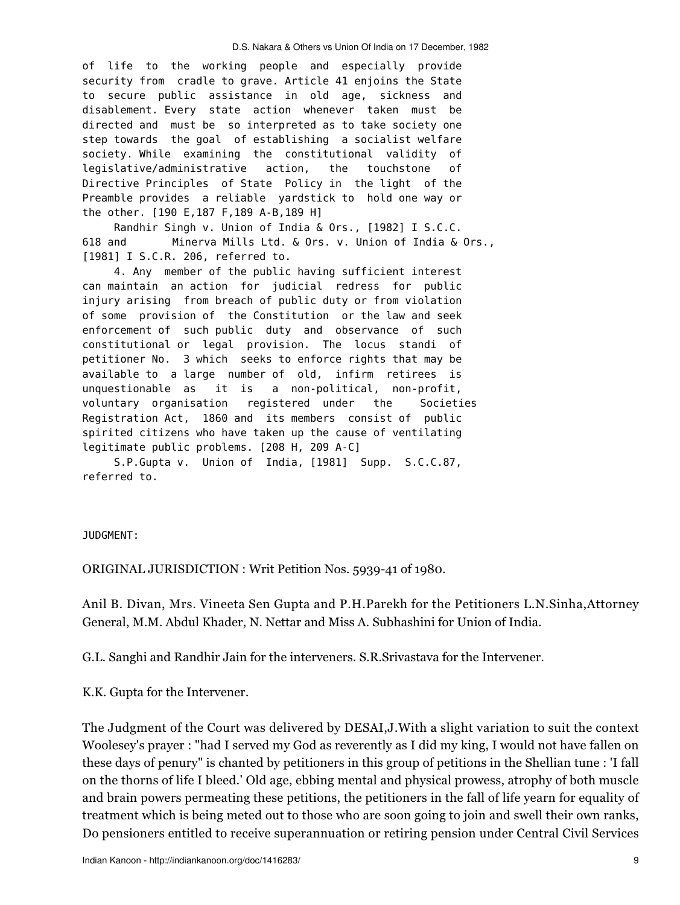of life to the working people and especially provide security from cradle to grave. Article 41 enjoins the State to secure public assistance in old age, sickness and disablement. Every state action whenever taken must be directed and must be so interpreted as to take society one step towards the goal of establishing a socialist welfare society. While examining the constitutional validity of legislative/administrative action, the touchstone of Directive Principles of State Policy in the light of the Preamble provides a reliable yardstick to hold one way or the other. [190 E,187 F,189 A-B,189 H]

Randhir Singh v. Union of India & Ors., [1982] I S.C.C. 618 and Minerva Mills Ltd. & Ors. v. Union of India & Ors., [1981] I S.C.R. 206, referred to.

4. Any member of the public having sufficient interest can maintain an action for judicial redress for public injury arising from breach of public duty or from violation of some provision of the Constitution or the law and seek enforcement of such public duty and observance of such constitutional or legal provision. The locus standi of petitioner No. 3 which seeks to enforce rights that may be available to a large number of old, infirm retirees is unquestionable as it is a non-political, non-profit, voluntary organisation registered under the Societies Registration Act, 1860 and its members consist of public spirited citizens who have taken up the cause of ventilating legitimate public problems. [208 H, 209 A-C]

S.P.Gupta v. Union of India, [1981] Supp. S.C.C.87, referred to.

JUDGMENT:

ORIGINAL JURISDICTION : Writ Petition Nos. 5939-41 of 1980.

Anil B. Divan, Mrs. Vineeta Sen Gupta and P.H.Parekh for the Petitioners L.N.Sinha,Attorney General, M.M. Abdul Khader, N. Nettar and Miss A. Subhashini for Union of India.

G.L. Sanghi and Randhir Jain for the interveners. S.R.Srivastava for the Intervener.

K.K. Gupta for the Intervener.

The Judgment of the Court was delivered by DESAI,J.With a slight variation to suit the context Woolesey's prayer : "had I served my God as reverently as I did my king, I would not have fallen on these days of penury" is chanted by petitioners in this group of petitions in the Shellian tune : 'I fall on the thorns of life I bleed.' Old age, ebbing mental and physical prowess, atrophy of both muscle and brain powers permeating these petitions, the petitioners in the fall of life yearn for equality of treatment which is being meted out to those who are soon going to join and swell their own ranks, Do pensioners entitled to receive superannuation or retiring pension under Central Civil Services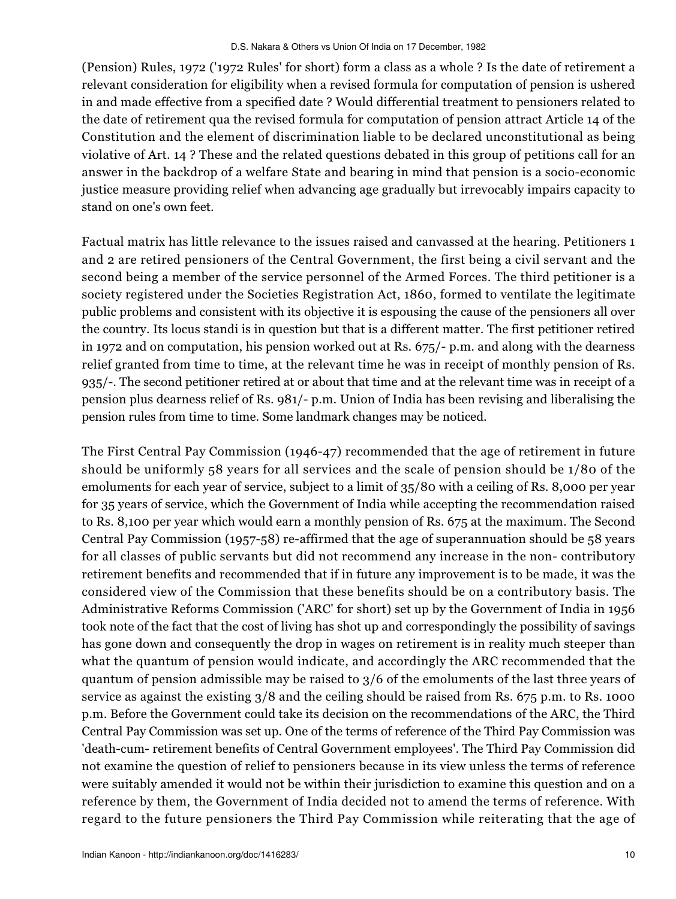(Pension) Rules, 1972 ('1972 Rules' for short) form a class as a whole ? Is the date of retirement a relevant consideration for eligibility when a revised formula for computation of pension is ushered in and made effective from a specified date ? Would differential treatment to pensioners related to the date of retirement qua the revised formula for computation of pension attract Article 14 of the Constitution and the element of discrimination liable to be declared unconstitutional as being violative of Art. 14 ? These and the related questions debated in this group of petitions call for an answer in the backdrop of a welfare State and bearing in mind that pension is a socio-economic justice measure providing relief when advancing age gradually but irrevocably impairs capacity to stand on one's own feet.

Factual matrix has little relevance to the issues raised and canvassed at the hearing. Petitioners 1 and 2 are retired pensioners of the Central Government, the first being a civil servant and the second being a member of the service personnel of the Armed Forces. The third petitioner is a society registered under the Societies Registration Act, 1860, formed to ventilate the legitimate public problems and consistent with its objective it is espousing the cause of the pensioners all over the country. Its locus standi is in question but that is a different matter. The first petitioner retired in 1972 and on computation, his pension worked out at Rs. 675/- p.m. and along with the dearness relief granted from time to time, at the relevant time he was in receipt of monthly pension of Rs. 935/-. The second petitioner retired at or about that time and at the relevant time was in receipt of a pension plus dearness relief of Rs. 981/- p.m. Union of India has been revising and liberalising the pension rules from time to time. Some landmark changes may be noticed.

The First Central Pay Commission (1946-47) recommended that the age of retirement in future should be uniformly 58 years for all services and the scale of pension should be 1/80 of the emoluments for each year of service, subject to a limit of 35/80 with a ceiling of Rs. 8,000 per year for 35 years of service, which the Government of India while accepting the recommendation raised to Rs. 8,100 per year which would earn a monthly pension of Rs. 675 at the maximum. The Second Central Pay Commission (1957-58) re-affirmed that the age of superannuation should be 58 years for all classes of public servants but did not recommend any increase in the non- contributory retirement benefits and recommended that if in future any improvement is to be made, it was the considered view of the Commission that these benefits should be on a contributory basis. The Administrative Reforms Commission ('ARC' for short) set up by the Government of India in 1956 took note of the fact that the cost of living has shot up and correspondingly the possibility of savings has gone down and consequently the drop in wages on retirement is in reality much steeper than what the quantum of pension would indicate, and accordingly the ARC recommended that the quantum of pension admissible may be raised to 3/6 of the emoluments of the last three years of service as against the existing 3/8 and the ceiling should be raised from Rs. 675 p.m. to Rs. 1000 p.m. Before the Government could take its decision on the recommendations of the ARC, the Third Central Pay Commission was set up. One of the terms of reference of the Third Pay Commission was 'death-cum- retirement benefits of Central Government employees'. The Third Pay Commission did not examine the question of relief to pensioners because in its view unless the terms of reference were suitably amended it would not be within their jurisdiction to examine this question and on a reference by them, the Government of India decided not to amend the terms of reference. With regard to the future pensioners the Third Pay Commission while reiterating that the age of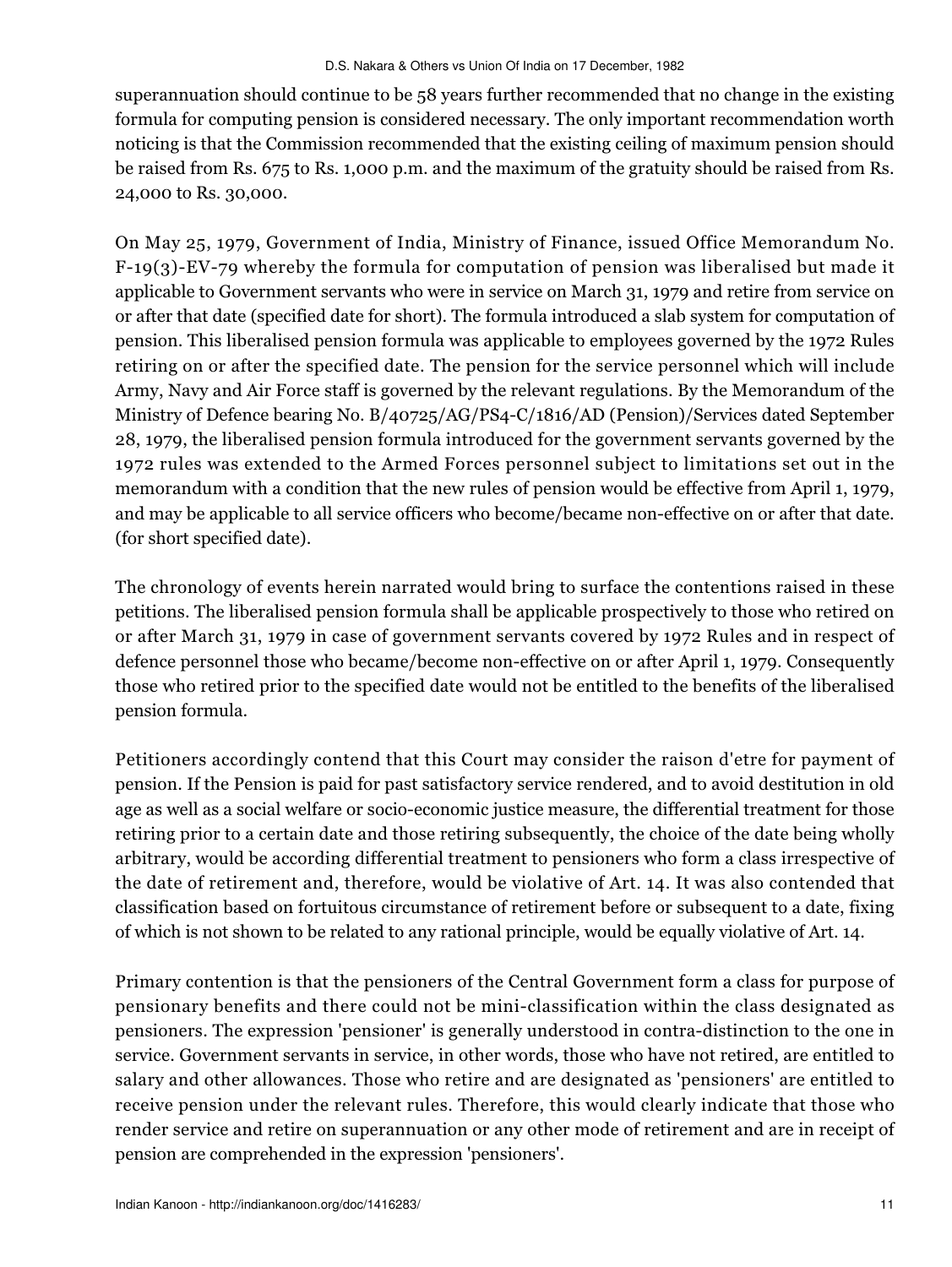superannuation should continue to be 58 years further recommended that no change in the existing formula for computing pension is considered necessary. The only important recommendation worth noticing is that the Commission recommended that the existing ceiling of maximum pension should be raised from Rs. 675 to Rs. 1,000 p.m. and the maximum of the gratuity should be raised from Rs. 24,000 to Rs. 30,000.

On May 25, 1979, Government of India, Ministry of Finance, issued Office Memorandum No. F-19(3)-EV-79 whereby the formula for computation of pension was liberalised but made it applicable to Government servants who were in service on March 31, 1979 and retire from service on or after that date (specified date for short). The formula introduced a slab system for computation of pension. This liberalised pension formula was applicable to employees governed by the 1972 Rules retiring on or after the specified date. The pension for the service personnel which will include Army, Navy and Air Force staff is governed by the relevant regulations. By the Memorandum of the Ministry of Defence bearing No. B/40725/AG/PS4-C/1816/AD (Pension)/Services dated September 28, 1979, the liberalised pension formula introduced for the government servants governed by the 1972 rules was extended to the Armed Forces personnel subject to limitations set out in the memorandum with a condition that the new rules of pension would be effective from April 1, 1979, and may be applicable to all service officers who become/became non-effective on or after that date. (for short specified date).

The chronology of events herein narrated would bring to surface the contentions raised in these petitions. The liberalised pension formula shall be applicable prospectively to those who retired on or after March 31, 1979 in case of government servants covered by 1972 Rules and in respect of defence personnel those who became/become non-effective on or after April 1, 1979. Consequently those who retired prior to the specified date would not be entitled to the benefits of the liberalised pension formula.

Petitioners accordingly contend that this Court may consider the raison d'etre for payment of pension. If the Pension is paid for past satisfactory service rendered, and to avoid destitution in old age as well as a social welfare or socio-economic justice measure, the differential treatment for those retiring prior to a certain date and those retiring subsequently, the choice of the date being wholly arbitrary, would be according differential treatment to pensioners who form a class irrespective of the date of retirement and, therefore, would be violative of Art. 14. It was also contended that classification based on fortuitous circumstance of retirement before or subsequent to a date, fixing of which is not shown to be related to any rational principle, would be equally violative of Art. 14.

Primary contention is that the pensioners of the Central Government form a class for purpose of pensionary benefits and there could not be mini-classification within the class designated as pensioners. The expression 'pensioner' is generally understood in contra-distinction to the one in service. Government servants in service, in other words, those who have not retired, are entitled to salary and other allowances. Those who retire and are designated as 'pensioners' are entitled to receive pension under the relevant rules. Therefore, this would clearly indicate that those who render service and retire on superannuation or any other mode of retirement and are in receipt of pension are comprehended in the expression 'pensioners'.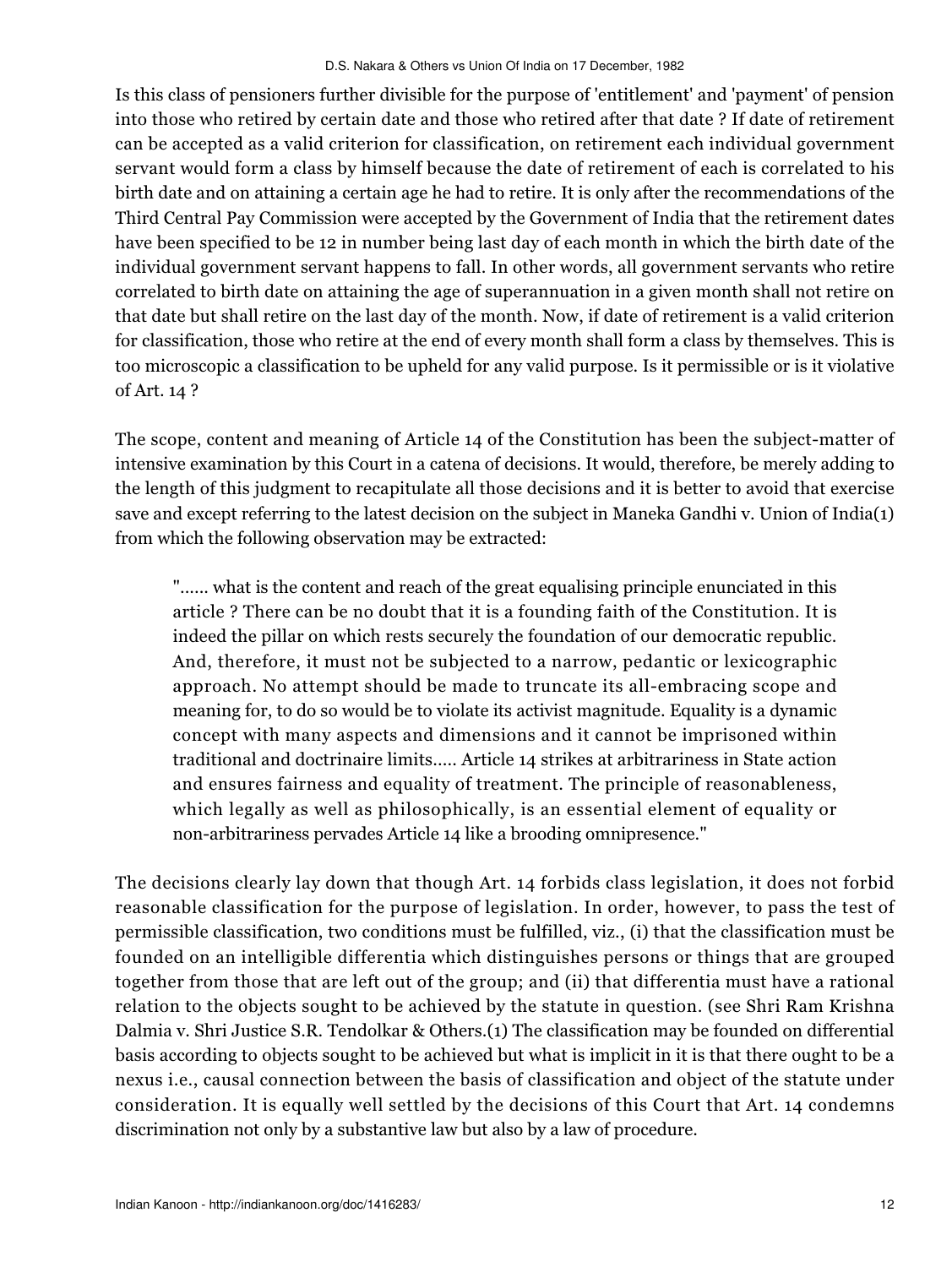Is this class of pensioners further divisible for the purpose of 'entitlement' and 'payment' of pension into those who retired by certain date and those who retired after that date ? If date of retirement can be accepted as a valid criterion for classification, on retirement each individual government servant would form a class by himself because the date of retirement of each is correlated to his birth date and on attaining a certain age he had to retire. It is only after the recommendations of the Third Central Pay Commission were accepted by the Government of India that the retirement dates have been specified to be 12 in number being last day of each month in which the birth date of the individual government servant happens to fall. In other words, all government servants who retire correlated to birth date on attaining the age of superannuation in a given month shall not retire on that date but shall retire on the last day of the month. Now, if date of retirement is a valid criterion for classification, those who retire at the end of every month shall form a class by themselves. This is too microscopic a classification to be upheld for any valid purpose. Is it permissible or is it violative of Art. 14 ?

The scope, content and meaning of Article 14 of the Constitution has been the subject-matter of intensive examination by this Court in a catena of decisions. It would, therefore, be merely adding to the length of this judgment to recapitulate all those decisions and it is better to avoid that exercise save and except referring to the latest decision on the subject in Maneka Gandhi v. Union of India(1) from which the following observation may be extracted:

> "...... what is the content and reach of the great equalising principle enunciated in this article ? There can be no doubt that it is a founding faith of the Constitution. It is indeed the pillar on which rests securely the foundation of our democratic republic. And, therefore, it must not be subjected to a narrow, pedantic or lexicographic approach. No attempt should be made to truncate its all-embracing scope and meaning for, to do so would be to violate its activist magnitude. Equality is a dynamic concept with many aspects and dimensions and it cannot be imprisoned within traditional and doctrinaire limits..... Article 14 strikes at arbitrariness in State action and ensures fairness and equality of treatment. The principle of reasonableness, which legally as well as philosophically, is an essential element of equality or non-arbitrariness pervades Article 14 like a brooding omnipresence."

The decisions clearly lay down that though Art. 14 forbids class legislation, it does not forbid reasonable classification for the purpose of legislation. In order, however, to pass the test of permissible classification, two conditions must be fulfilled, viz., (i) that the classification must be founded on an intelligible differentia which distinguishes persons or things that are grouped together from those that are left out of the group; and (ii) that differentia must have a rational relation to the objects sought to be achieved by the statute in question. (see Shri Ram Krishna Dalmia v. Shri Justice S.R. Tendolkar & Others.(1) The classification may be founded on differential basis according to objects sought to be achieved but what is implicit in it is that there ought to be a nexus i.e., causal connection between the basis of classification and object of the statute under consideration. It is equally well settled by the decisions of this Court that Art. 14 condemns discrimination not only by a substantive law but also by a law of procedure.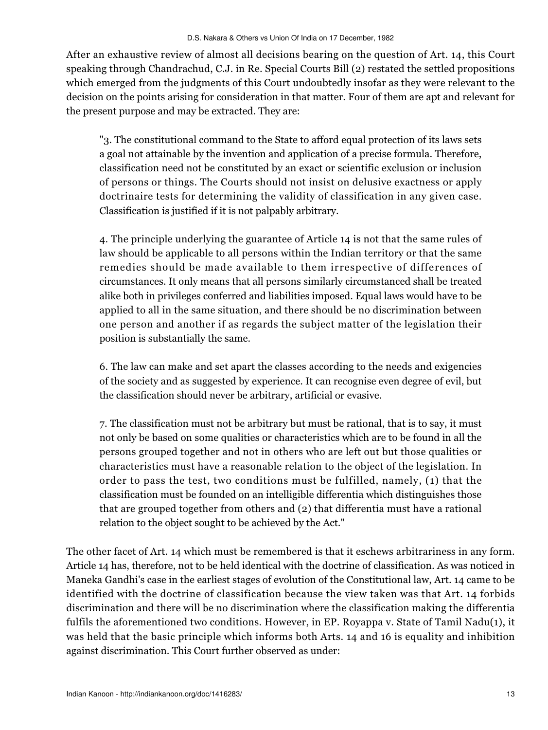After an exhaustive review of almost all decisions bearing on the question of Art. 14, this Court speaking through Chandrachud, C.J. in Re. Special Courts Bill (2) restated the settled propositions which emerged from the judgments of this Court undoubtedly insofar as they were relevant to the decision on the points arising for consideration in that matter. Four of them are apt and relevant for the present purpose and may be extracted. They are:

> "3. The constitutional command to the State to afford equal protection of its laws sets a goal not attainable by the invention and application of a precise formula. Therefore, classification need not be constituted by an exact or scientific exclusion or inclusion of persons or things. The Courts should not insist on delusive exactness or apply doctrinaire tests for determining the validity of classification in any given case. Classification is justified if it is not palpably arbitrary.
>
> 4. The principle underlying the guarantee of Article 14 is not that the same rules of law should be applicable to all persons within the Indian territory or that the same remedies should be made available to them irrespective of differences of circumstances. It only means that all persons similarly circumstanced shall be treated alike both in privileges conferred and liabilities imposed. Equal laws would have to be applied to all in the same situation, and there should be no discrimination between one person and another if as regards the subject matter of the legislation their position is substantially the same.
>
> 6. The law can make and set apart the classes according to the needs and exigencies of the society and as suggested by experience. It can recognise even degree of evil, but the classification should never be arbitrary, artificial or evasive.
>
> 7. The classification must not be arbitrary but must be rational, that is to say, it must not only be based on some qualities or characteristics which are to be found in all the persons grouped together and not in others who are left out but those qualities or characteristics must have a reasonable relation to the object of the legislation. In order to pass the test, two conditions must be fulfilled, namely, (1) that the classification must be founded on an intelligible differentia which distinguishes those that are grouped together from others and (2) that differentia must have a rational relation to the object sought to be achieved by the Act."

The other facet of Art. 14 which must be remembered is that it eschews arbitrariness in any form. Article 14 has, therefore, not to be held identical with the doctrine of classification. As was noticed in Maneka Gandhi's case in the earliest stages of evolution of the Constitutional law, Art. 14 came to be identified with the doctrine of classification because the view taken was that Art. 14 forbids discrimination and there will be no discrimination where the classification making the differentia fulfils the aforementioned two conditions. However, in EP. Royappa v. State of Tamil Nadu(1), it was held that the basic principle which informs both Arts. 14 and 16 is equality and inhibition against discrimination. This Court further observed as under: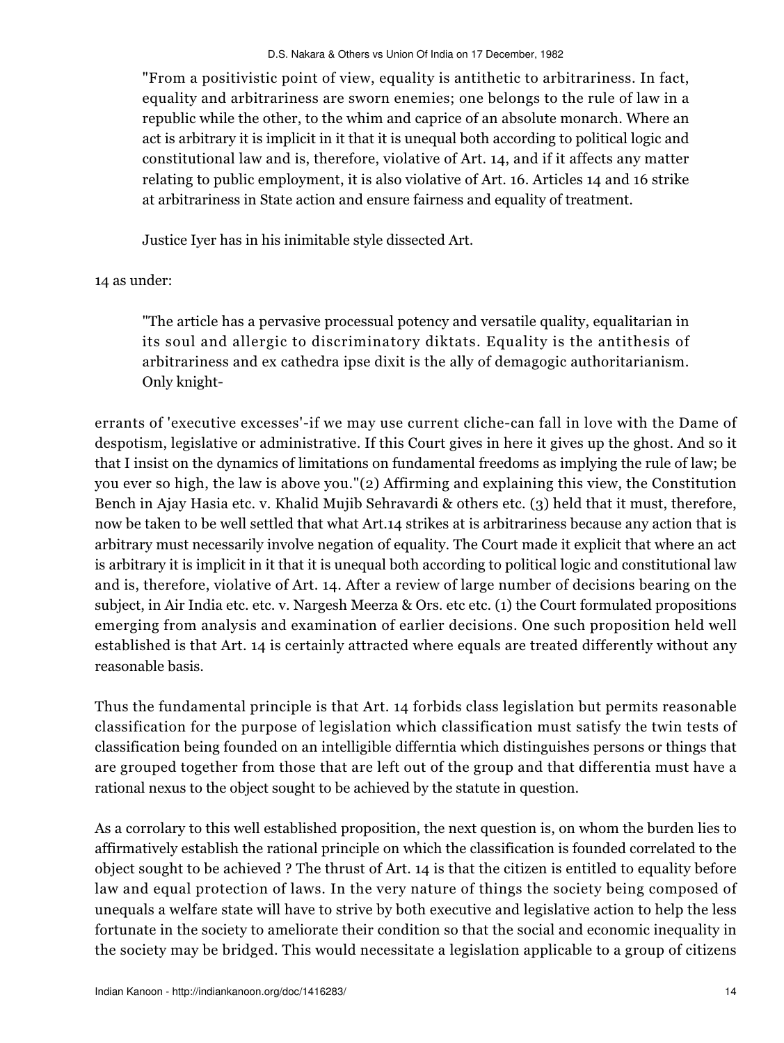> "From a positivistic point of view, equality is antithetic to arbitrariness. In fact, equality and arbitrariness are sworn enemies; one belongs to the rule of law in a republic while the other, to the whim and caprice of an absolute monarch. Where an act is arbitrary it is implicit in it that it is unequal both according to political logic and constitutional law and is, therefore, violative of Art. 14, and if it affects any matter relating to public employment, it is also violative of Art. 16. Articles 14 and 16 strike at arbitrariness in State action and ensure fairness and equality of treatment.
>
> Justice Iyer has in his inimitable style dissected Art.

14 as under:

> "The article has a pervasive processual potency and versatile quality, equalitarian in its soul and allergic to discriminatory diktats. Equality is the antithesis of arbitrariness and ex cathedra ipse dixit is the ally of demagogic authoritarianism. Only knight-

errants of 'executive excesses'-if we may use current cliche-can fall in love with the Dame of despotism, legislative or administrative. If this Court gives in here it gives up the ghost. And so it that I insist on the dynamics of limitations on fundamental freedoms as implying the rule of law; be you ever so high, the law is above you."(2) Affirming and explaining this view, the Constitution Bench in Ajay Hasia etc. v. Khalid Mujib Sehravardi & others etc. (3) held that it must, therefore, now be taken to be well settled that what Art.14 strikes at is arbitrariness because any action that is arbitrary must necessarily involve negation of equality. The Court made it explicit that where an act is arbitrary it is implicit in it that it is unequal both according to political logic and constitutional law and is, therefore, violative of Art. 14. After a review of large number of decisions bearing on the subject, in Air India etc. etc. v. Nargesh Meerza & Ors. etc etc. (1) the Court formulated propositions emerging from analysis and examination of earlier decisions. One such proposition held well established is that Art. 14 is certainly attracted where equals are treated differently without any reasonable basis.

Thus the fundamental principle is that Art. 14 forbids class legislation but permits reasonable classification for the purpose of legislation which classification must satisfy the twin tests of classification being founded on an intelligible differntia which distinguishes persons or things that are grouped together from those that are left out of the group and that differentia must have a rational nexus to the object sought to be achieved by the statute in question.

As a corrolary to this well established proposition, the next question is, on whom the burden lies to affirmatively establish the rational principle on which the classification is founded correlated to the object sought to be achieved ? The thrust of Art. 14 is that the citizen is entitled to equality before law and equal protection of laws. In the very nature of things the society being composed of unequals a welfare state will have to strive by both executive and legislative action to help the less fortunate in the society to ameliorate their condition so that the social and economic inequality in the society may be bridged. This would necessitate a legislation applicable to a group of citizens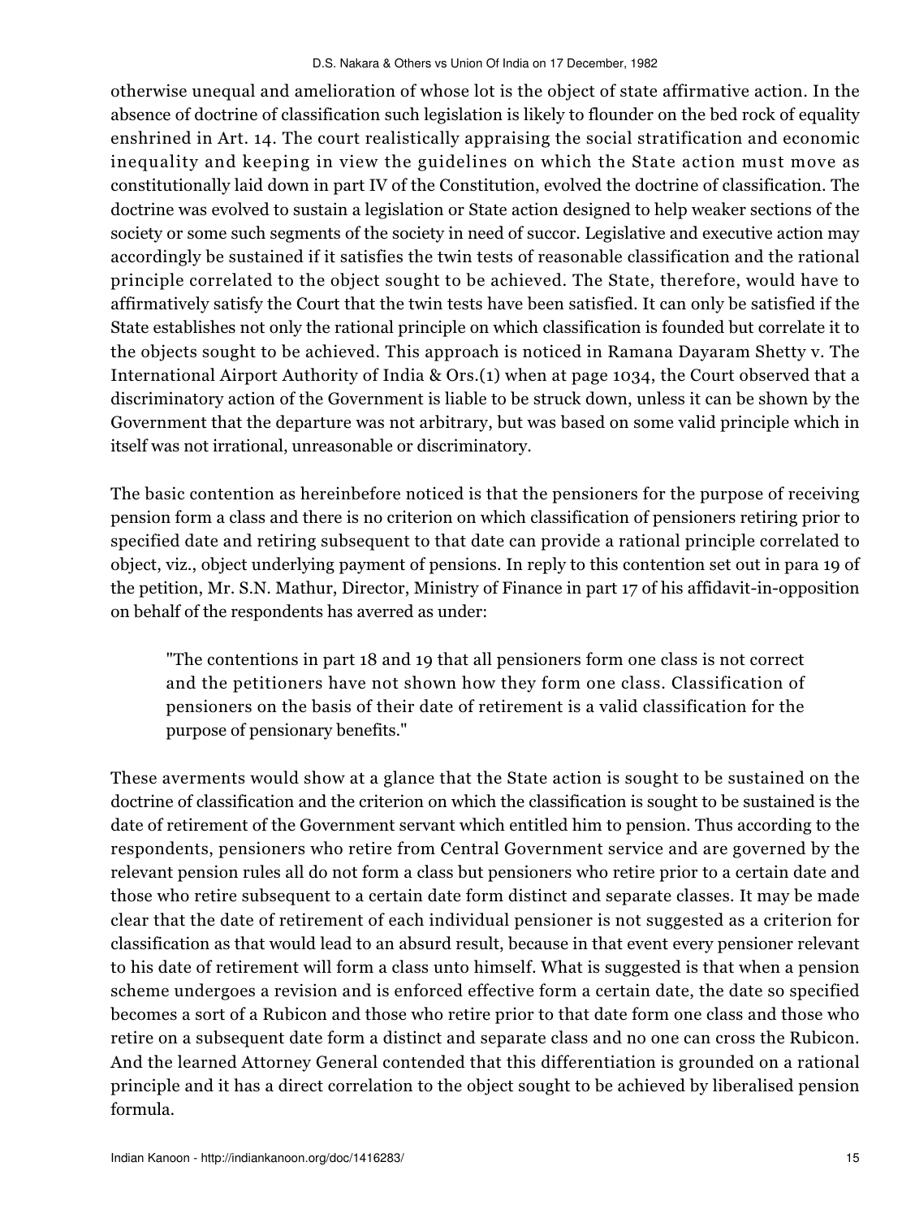otherwise unequal and amelioration of whose lot is the object of state affirmative action. In the absence of doctrine of classification such legislation is likely to flounder on the bed rock of equality enshrined in Art. 14. The court realistically appraising the social stratification and economic inequality and keeping in view the guidelines on which the State action must move as constitutionally laid down in part IV of the Constitution, evolved the doctrine of classification. The doctrine was evolved to sustain a legislation or State action designed to help weaker sections of the society or some such segments of the society in need of succor. Legislative and executive action may accordingly be sustained if it satisfies the twin tests of reasonable classification and the rational principle correlated to the object sought to be achieved. The State, therefore, would have to affirmatively satisfy the Court that the twin tests have been satisfied. It can only be satisfied if the State establishes not only the rational principle on which classification is founded but correlate it to the objects sought to be achieved. This approach is noticed in Ramana Dayaram Shetty v. The International Airport Authority of India & Ors.(1) when at page 1034, the Court observed that a discriminatory action of the Government is liable to be struck down, unless it can be shown by the Government that the departure was not arbitrary, but was based on some valid principle which in itself was not irrational, unreasonable or discriminatory.

The basic contention as hereinbefore noticed is that the pensioners for the purpose of receiving pension form a class and there is no criterion on which classification of pensioners retiring prior to specified date and retiring subsequent to that date can provide a rational principle correlated to object, viz., object underlying payment of pensions. In reply to this contention set out in para 19 of the petition, Mr. S.N. Mathur, Director, Ministry of Finance in part 17 of his affidavit-in-opposition on behalf of the respondents has averred as under:

> "The contentions in part 18 and 19 that all pensioners form one class is not correct and the petitioners have not shown how they form one class. Classification of pensioners on the basis of their date of retirement is a valid classification for the purpose of pensionary benefits."

These averments would show at a glance that the State action is sought to be sustained on the doctrine of classification and the criterion on which the classification is sought to be sustained is the date of retirement of the Government servant which entitled him to pension. Thus according to the respondents, pensioners who retire from Central Government service and are governed by the relevant pension rules all do not form a class but pensioners who retire prior to a certain date and those who retire subsequent to a certain date form distinct and separate classes. It may be made clear that the date of retirement of each individual pensioner is not suggested as a criterion for classification as that would lead to an absurd result, because in that event every pensioner relevant to his date of retirement will form a class unto himself. What is suggested is that when a pension scheme undergoes a revision and is enforced effective form a certain date, the date so specified becomes a sort of a Rubicon and those who retire prior to that date form one class and those who retire on a subsequent date form a distinct and separate class and no one can cross the Rubicon. And the learned Attorney General contended that this differentiation is grounded on a rational principle and it has a direct correlation to the object sought to be achieved by liberalised pension formula.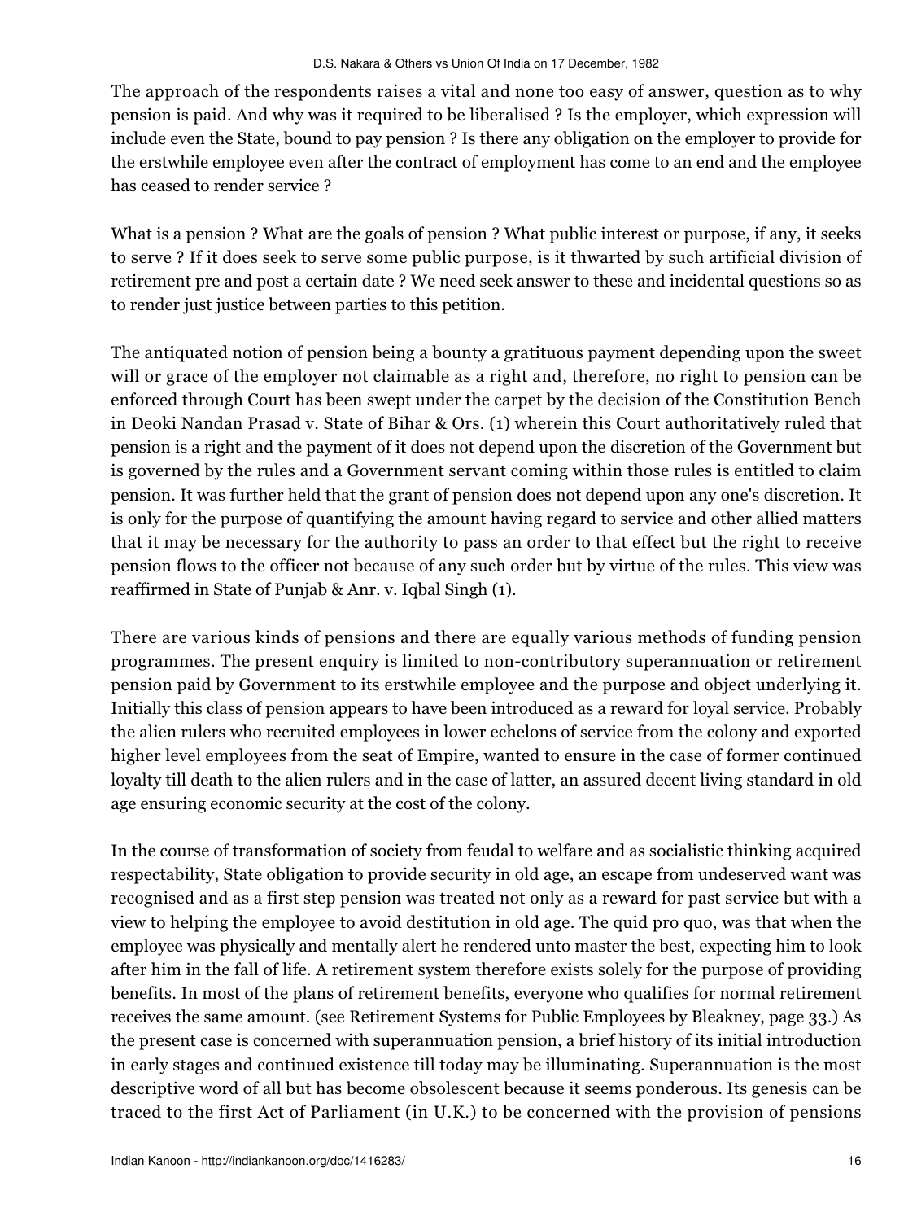The approach of the respondents raises a vital and none too easy of answer, question as to why pension is paid. And why was it required to be liberalised ? Is the employer, which expression will include even the State, bound to pay pension ? Is there any obligation on the employer to provide for the erstwhile employee even after the contract of employment has come to an end and the employee has ceased to render service ?

What is a pension ? What are the goals of pension ? What public interest or purpose, if any, it seeks to serve ? If it does seek to serve some public purpose, is it thwarted by such artificial division of retirement pre and post a certain date ? We need seek answer to these and incidental questions so as to render just justice between parties to this petition.

The antiquated notion of pension being a bounty a gratituous payment depending upon the sweet will or grace of the employer not claimable as a right and, therefore, no right to pension can be enforced through Court has been swept under the carpet by the decision of the Constitution Bench in Deoki Nandan Prasad v. State of Bihar & Ors. (1) wherein this Court authoritatively ruled that pension is a right and the payment of it does not depend upon the discretion of the Government but is governed by the rules and a Government servant coming within those rules is entitled to claim pension. It was further held that the grant of pension does not depend upon any one's discretion. It is only for the purpose of quantifying the amount having regard to service and other allied matters that it may be necessary for the authority to pass an order to that effect but the right to receive pension flows to the officer not because of any such order but by virtue of the rules. This view was reaffirmed in State of Punjab & Anr. v. Iqbal Singh (1).

There are various kinds of pensions and there are equally various methods of funding pension programmes. The present enquiry is limited to non-contributory superannuation or retirement pension paid by Government to its erstwhile employee and the purpose and object underlying it. Initially this class of pension appears to have been introduced as a reward for loyal service. Probably the alien rulers who recruited employees in lower echelons of service from the colony and exported higher level employees from the seat of Empire, wanted to ensure in the case of former continued loyalty till death to the alien rulers and in the case of latter, an assured decent living standard in old age ensuring economic security at the cost of the colony.

In the course of transformation of society from feudal to welfare and as socialistic thinking acquired respectability, State obligation to provide security in old age, an escape from undeserved want was recognised and as a first step pension was treated not only as a reward for past service but with a view to helping the employee to avoid destitution in old age. The quid pro quo, was that when the employee was physically and mentally alert he rendered unto master the best, expecting him to look after him in the fall of life. A retirement system therefore exists solely for the purpose of providing benefits. In most of the plans of retirement benefits, everyone who qualifies for normal retirement receives the same amount. (see Retirement Systems for Public Employees by Bleakney, page 33.) As the present case is concerned with superannuation pension, a brief history of its initial introduction in early stages and continued existence till today may be illuminating. Superannuation is the most descriptive word of all but has become obsolescent because it seems ponderous. Its genesis can be traced to the first Act of Parliament (in U.K.) to be concerned with the provision of pensions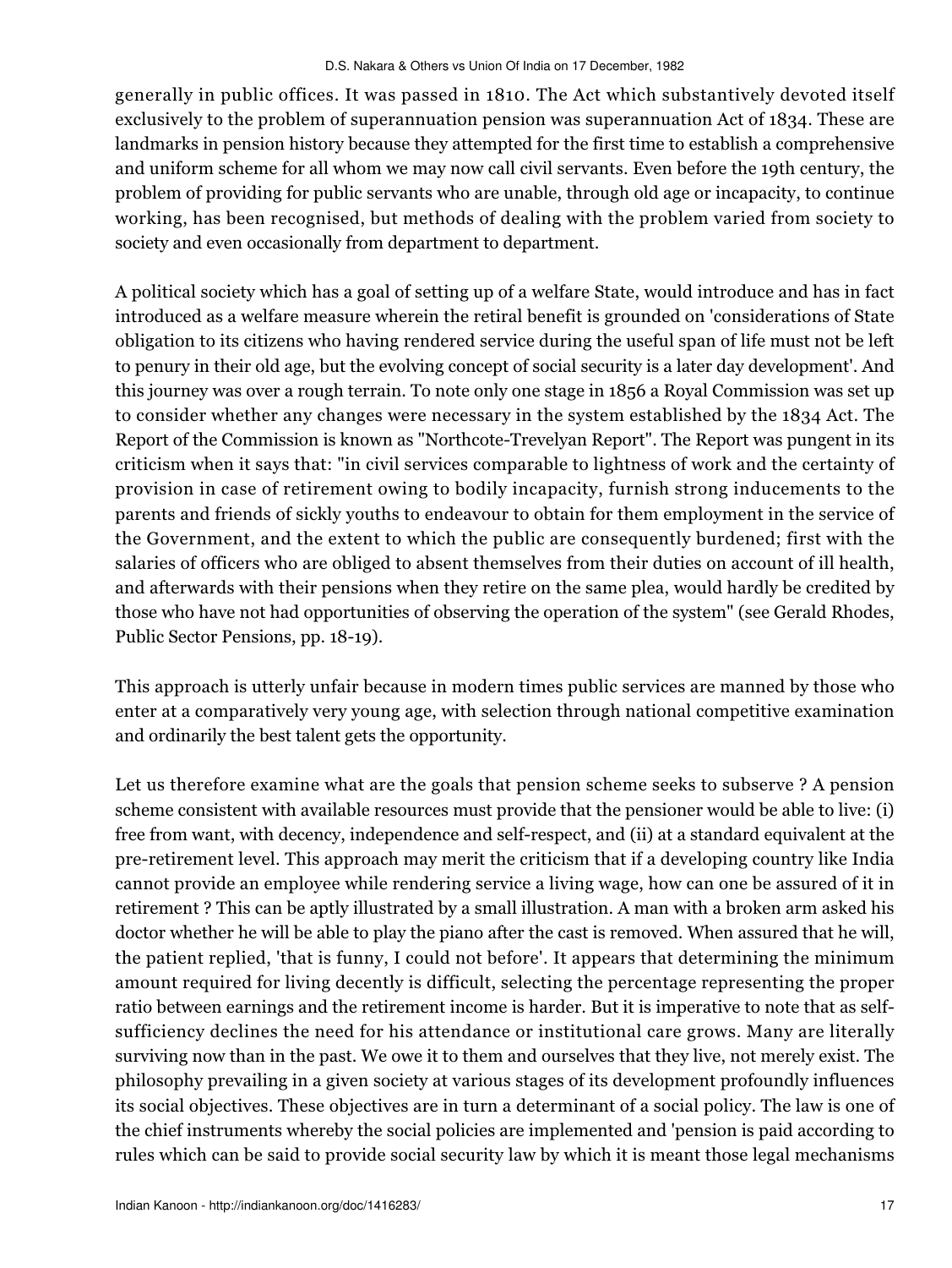generally in public offices. It was passed in 1810. The Act which substantively devoted itself exclusively to the problem of superannuation pension was superannuation Act of 1834. These are landmarks in pension history because they attempted for the first time to establish a comprehensive and uniform scheme for all whom we may now call civil servants. Even before the 19th century, the problem of providing for public servants who are unable, through old age or incapacity, to continue working, has been recognised, but methods of dealing with the problem varied from society to society and even occasionally from department to department.

A political society which has a goal of setting up of a welfare State, would introduce and has in fact introduced as a welfare measure wherein the retiral benefit is grounded on 'considerations of State obligation to its citizens who having rendered service during the useful span of life must not be left to penury in their old age, but the evolving concept of social security is a later day development'. And this journey was over a rough terrain. To note only one stage in 1856 a Royal Commission was set up to consider whether any changes were necessary in the system established by the 1834 Act. The Report of the Commission is known as "Northcote-Trevelyan Report". The Report was pungent in its criticism when it says that: "in civil services comparable to lightness of work and the certainty of provision in case of retirement owing to bodily incapacity, furnish strong inducements to the parents and friends of sickly youths to endeavour to obtain for them employment in the service of the Government, and the extent to which the public are consequently burdened; first with the salaries of officers who are obliged to absent themselves from their duties on account of ill health, and afterwards with their pensions when they retire on the same plea, would hardly be credited by those who have not had opportunities of observing the operation of the system" (see Gerald Rhodes, Public Sector Pensions, pp. 18-19).

This approach is utterly unfair because in modern times public services are manned by those who enter at a comparatively very young age, with selection through national competitive examination and ordinarily the best talent gets the opportunity.

Let us therefore examine what are the goals that pension scheme seeks to subserve ? A pension scheme consistent with available resources must provide that the pensioner would be able to live: (i) free from want, with decency, independence and self-respect, and (ii) at a standard equivalent at the pre-retirement level. This approach may merit the criticism that if a developing country like India cannot provide an employee while rendering service a living wage, how can one be assured of it in retirement ? This can be aptly illustrated by a small illustration. A man with a broken arm asked his doctor whether he will be able to play the piano after the cast is removed. When assured that he will, the patient replied, 'that is funny, I could not before'. It appears that determining the minimum amount required for living decently is difficult, selecting the percentage representing the proper ratio between earnings and the retirement income is harder. But it is imperative to note that as self-sufficiency declines the need for his attendance or institutional care grows. Many are literally surviving now than in the past. We owe it to them and ourselves that they live, not merely exist. The philosophy prevailing in a given society at various stages of its development profoundly influences its social objectives. These objectives are in turn a determinant of a social policy. The law is one of the chief instruments whereby the social policies are implemented and 'pension is paid according to rules which can be said to provide social security law by which it is meant those legal mechanisms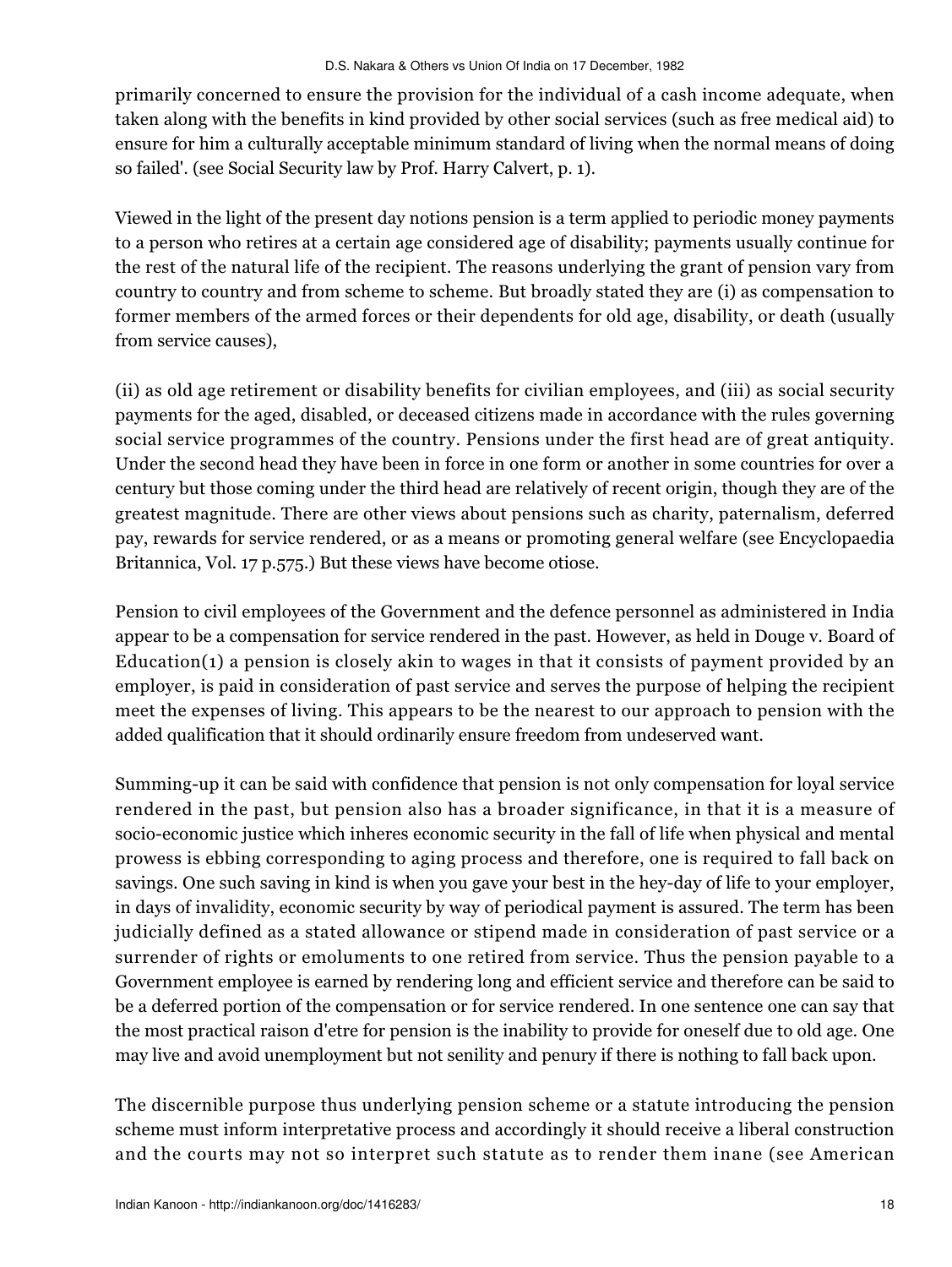primarily concerned to ensure the provision for the individual of a cash income adequate, when taken along with the benefits in kind provided by other social services (such as free medical aid) to ensure for him a culturally acceptable minimum standard of living when the normal means of doing so failed'. (see Social Security law by Prof. Harry Calvert, p. 1).

Viewed in the light of the present day notions pension is a term applied to periodic money payments to a person who retires at a certain age considered age of disability; payments usually continue for the rest of the natural life of the recipient. The reasons underlying the grant of pension vary from country to country and from scheme to scheme. But broadly stated they are (i) as compensation to former members of the armed forces or their dependents for old age, disability, or death (usually from service causes),

(ii) as old age retirement or disability benefits for civilian employees, and (iii) as social security payments for the aged, disabled, or deceased citizens made in accordance with the rules governing social service programmes of the country. Pensions under the first head are of great antiquity. Under the second head they have been in force in one form or another in some countries for over a century but those coming under the third head are relatively of recent origin, though they are of the greatest magnitude. There are other views about pensions such as charity, paternalism, deferred pay, rewards for service rendered, or as a means or promoting general welfare (see Encyclopaedia Britannica, Vol. 17 p.575.) But these views have become otiose.

Pension to civil employees of the Government and the defence personnel as administered in India appear to be a compensation for service rendered in the past. However, as held in Douge v. Board of Education(1) a pension is closely akin to wages in that it consists of payment provided by an employer, is paid in consideration of past service and serves the purpose of helping the recipient meet the expenses of living. This appears to be the nearest to our approach to pension with the added qualification that it should ordinarily ensure freedom from undeserved want.

Summing-up it can be said with confidence that pension is not only compensation for loyal service rendered in the past, but pension also has a broader significance, in that it is a measure of socio-economic justice which inheres economic security in the fall of life when physical and mental prowess is ebbing corresponding to aging process and therefore, one is required to fall back on savings. One such saving in kind is when you gave your best in the hey-day of life to your employer, in days of invalidity, economic security by way of periodical payment is assured. The term has been judicially defined as a stated allowance or stipend made in consideration of past service or a surrender of rights or emoluments to one retired from service. Thus the pension payable to a Government employee is earned by rendering long and efficient service and therefore can be said to be a deferred portion of the compensation or for service rendered. In one sentence one can say that the most practical raison d'etre for pension is the inability to provide for oneself due to old age. One may live and avoid unemployment but not senility and penury if there is nothing to fall back upon.

The discernible purpose thus underlying pension scheme or a statute introducing the pension scheme must inform interpretative process and accordingly it should receive a liberal construction and the courts may not so interpret such statute as to render them inane (see American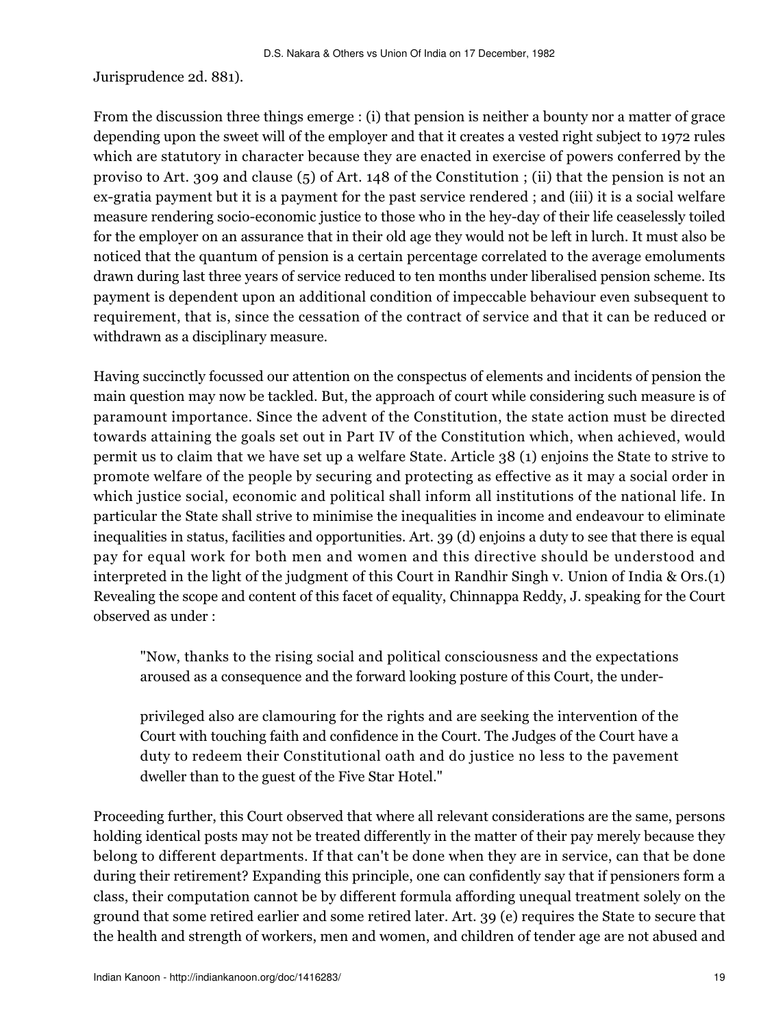Jurisprudence 2d. 881).

From the discussion three things emerge : (i) that pension is neither a bounty nor a matter of grace depending upon the sweet will of the employer and that it creates a vested right subject to 1972 rules which are statutory in character because they are enacted in exercise of powers conferred by the proviso to Art. 309 and clause (5) of Art. 148 of the Constitution ; (ii) that the pension is not an ex-gratia payment but it is a payment for the past service rendered ; and (iii) it is a social welfare measure rendering socio-economic justice to those who in the hey-day of their life ceaselessly toiled for the employer on an assurance that in their old age they would not be left in lurch. It must also be noticed that the quantum of pension is a certain percentage correlated to the average emoluments drawn during last three years of service reduced to ten months under liberalised pension scheme. Its payment is dependent upon an additional condition of impeccable behaviour even subsequent to requirement, that is, since the cessation of the contract of service and that it can be reduced or withdrawn as a disciplinary measure.

Having succinctly focussed our attention on the conspectus of elements and incidents of pension the main question may now be tackled. But, the approach of court while considering such measure is of paramount importance. Since the advent of the Constitution, the state action must be directed towards attaining the goals set out in Part IV of the Constitution which, when achieved, would permit us to claim that we have set up a welfare State. Article 38 (1) enjoins the State to strive to promote welfare of the people by securing and protecting as effective as it may a social order in which justice social, economic and political shall inform all institutions of the national life. In particular the State shall strive to minimise the inequalities in income and endeavour to eliminate inequalities in status, facilities and opportunities. Art. 39 (d) enjoins a duty to see that there is equal pay for equal work for both men and women and this directive should be understood and interpreted in the light of the judgment of this Court in Randhir Singh v. Union of India & Ors.(1) Revealing the scope and content of this facet of equality, Chinnappa Reddy, J. speaking for the Court observed as under :

> "Now, thanks to the rising social and political consciousness and the expectations aroused as a consequence and the forward looking posture of this Court, the under-
>
> privileged also are clamouring for the rights and are seeking the intervention of the Court with touching faith and confidence in the Court. The Judges of the Court have a duty to redeem their Constitutional oath and do justice no less to the pavement dweller than to the guest of the Five Star Hotel."

Proceeding further, this Court observed that where all relevant considerations are the same, persons holding identical posts may not be treated differently in the matter of their pay merely because they belong to different departments. If that can't be done when they are in service, can that be done during their retirement? Expanding this principle, one can confidently say that if pensioners form a class, their computation cannot be by different formula affording unequal treatment solely on the ground that some retired earlier and some retired later. Art. 39 (e) requires the State to secure that the health and strength of workers, men and women, and children of tender age are not abused and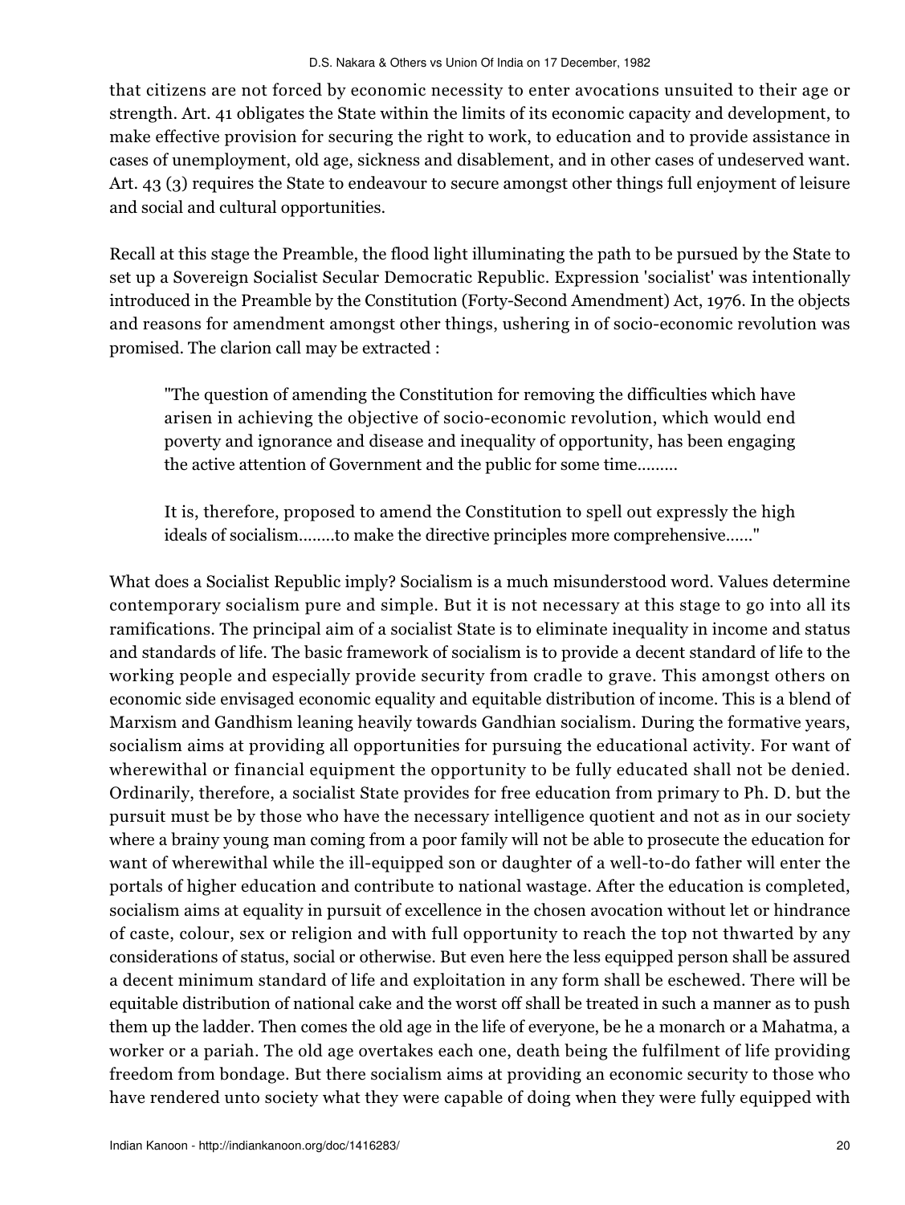that citizens are not forced by economic necessity to enter avocations unsuited to their age or strength. Art. 41 obligates the State within the limits of its economic capacity and development, to make effective provision for securing the right to work, to education and to provide assistance in cases of unemployment, old age, sickness and disablement, and in other cases of undeserved want. Art. 43 (3) requires the State to endeavour to secure amongst other things full enjoyment of leisure and social and cultural opportunities.

Recall at this stage the Preamble, the flood light illuminating the path to be pursued by the State to set up a Sovereign Socialist Secular Democratic Republic. Expression 'socialist' was intentionally introduced in the Preamble by the Constitution (Forty-Second Amendment) Act, 1976. In the objects and reasons for amendment amongst other things, ushering in of socio-economic revolution was promised. The clarion call may be extracted :

> "The question of amending the Constitution for removing the difficulties which have arisen in achieving the objective of socio-economic revolution, which would end poverty and ignorance and disease and inequality of opportunity, has been engaging the active attention of Government and the public for some time.........
>
> It is, therefore, proposed to amend the Constitution to spell out expressly the high ideals of socialism........to make the directive principles more comprehensive......"

What does a Socialist Republic imply? Socialism is a much misunderstood word. Values determine contemporary socialism pure and simple. But it is not necessary at this stage to go into all its ramifications. The principal aim of a socialist State is to eliminate inequality in income and status and standards of life. The basic framework of socialism is to provide a decent standard of life to the working people and especially provide security from cradle to grave. This amongst others on economic side envisaged economic equality and equitable distribution of income. This is a blend of Marxism and Gandhism leaning heavily towards Gandhian socialism. During the formative years, socialism aims at providing all opportunities for pursuing the educational activity. For want of wherewithal or financial equipment the opportunity to be fully educated shall not be denied. Ordinarily, therefore, a socialist State provides for free education from primary to Ph. D. but the pursuit must be by those who have the necessary intelligence quotient and not as in our society where a brainy young man coming from a poor family will not be able to prosecute the education for want of wherewithal while the ill-equipped son or daughter of a well-to-do father will enter the portals of higher education and contribute to national wastage. After the education is completed, socialism aims at equality in pursuit of excellence in the chosen avocation without let or hindrance of caste, colour, sex or religion and with full opportunity to reach the top not thwarted by any considerations of status, social or otherwise. But even here the less equipped person shall be assured a decent minimum standard of life and exploitation in any form shall be eschewed. There will be equitable distribution of national cake and the worst off shall be treated in such a manner as to push them up the ladder. Then comes the old age in the life of everyone, be he a monarch or a Mahatma, a worker or a pariah. The old age overtakes each one, death being the fulfilment of life providing freedom from bondage. But there socialism aims at providing an economic security to those who have rendered unto society what they were capable of doing when they were fully equipped with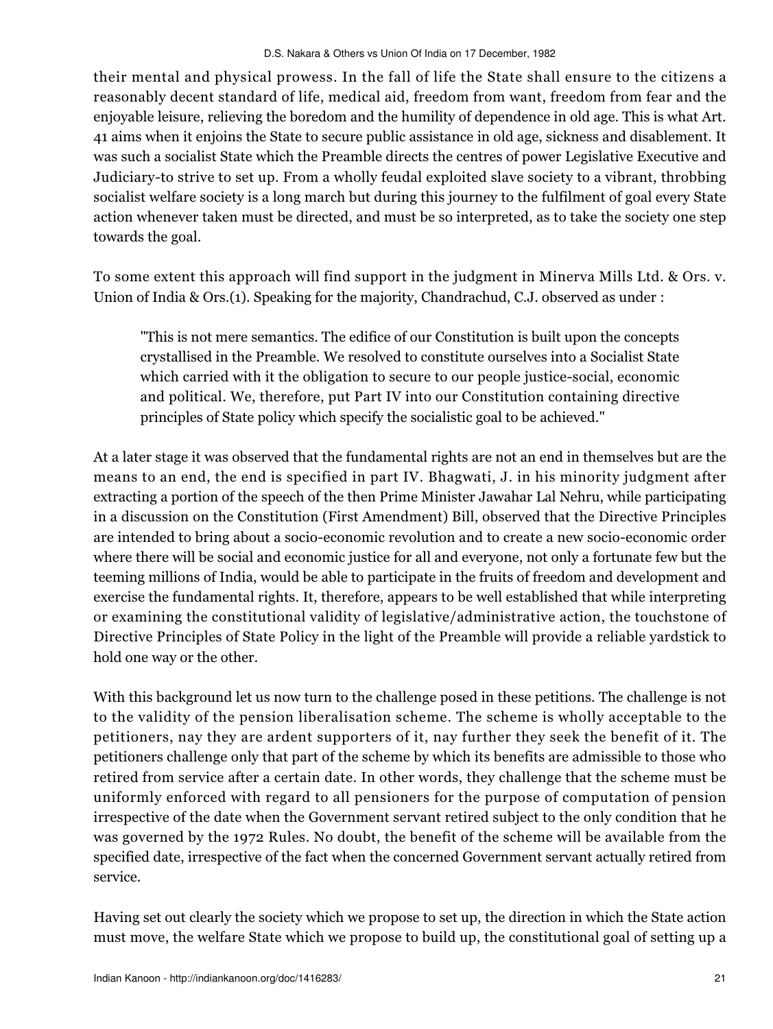their mental and physical prowess. In the fall of life the State shall ensure to the citizens a reasonably decent standard of life, medical aid, freedom from want, freedom from fear and the enjoyable leisure, relieving the boredom and the humility of dependence in old age. This is what Art. 41 aims when it enjoins the State to secure public assistance in old age, sickness and disablement. It was such a socialist State which the Preamble directs the centres of power Legislative Executive and Judiciary-to strive to set up. From a wholly feudal exploited slave society to a vibrant, throbbing socialist welfare society is a long march but during this journey to the fulfilment of goal every State action whenever taken must be directed, and must be so interpreted, as to take the society one step towards the goal.

To some extent this approach will find support in the judgment in Minerva Mills Ltd. & Ors. v. Union of India & Ors.(1). Speaking for the majority, Chandrachud, C.J. observed as under :

> "This is not mere semantics. The edifice of our Constitution is built upon the concepts crystallised in the Preamble. We resolved to constitute ourselves into a Socialist State which carried with it the obligation to secure to our people justice-social, economic and political. We, therefore, put Part IV into our Constitution containing directive principles of State policy which specify the socialistic goal to be achieved."

At a later stage it was observed that the fundamental rights are not an end in themselves but are the means to an end, the end is specified in part IV. Bhagwati, J. in his minority judgment after extracting a portion of the speech of the then Prime Minister Jawahar Lal Nehru, while participating in a discussion on the Constitution (First Amendment) Bill, observed that the Directive Principles are intended to bring about a socio-economic revolution and to create a new socio-economic order where there will be social and economic justice for all and everyone, not only a fortunate few but the teeming millions of India, would be able to participate in the fruits of freedom and development and exercise the fundamental rights. It, therefore, appears to be well established that while interpreting or examining the constitutional validity of legislative/administrative action, the touchstone of Directive Principles of State Policy in the light of the Preamble will provide a reliable yardstick to hold one way or the other.

With this background let us now turn to the challenge posed in these petitions. The challenge is not to the validity of the pension liberalisation scheme. The scheme is wholly acceptable to the petitioners, nay they are ardent supporters of it, nay further they seek the benefit of it. The petitioners challenge only that part of the scheme by which its benefits are admissible to those who retired from service after a certain date. In other words, they challenge that the scheme must be uniformly enforced with regard to all pensioners for the purpose of computation of pension irrespective of the date when the Government servant retired subject to the only condition that he was governed by the 1972 Rules. No doubt, the benefit of the scheme will be available from the specified date, irrespective of the fact when the concerned Government servant actually retired from service.

Having set out clearly the society which we propose to set up, the direction in which the State action must move, the welfare State which we propose to build up, the constitutional goal of setting up a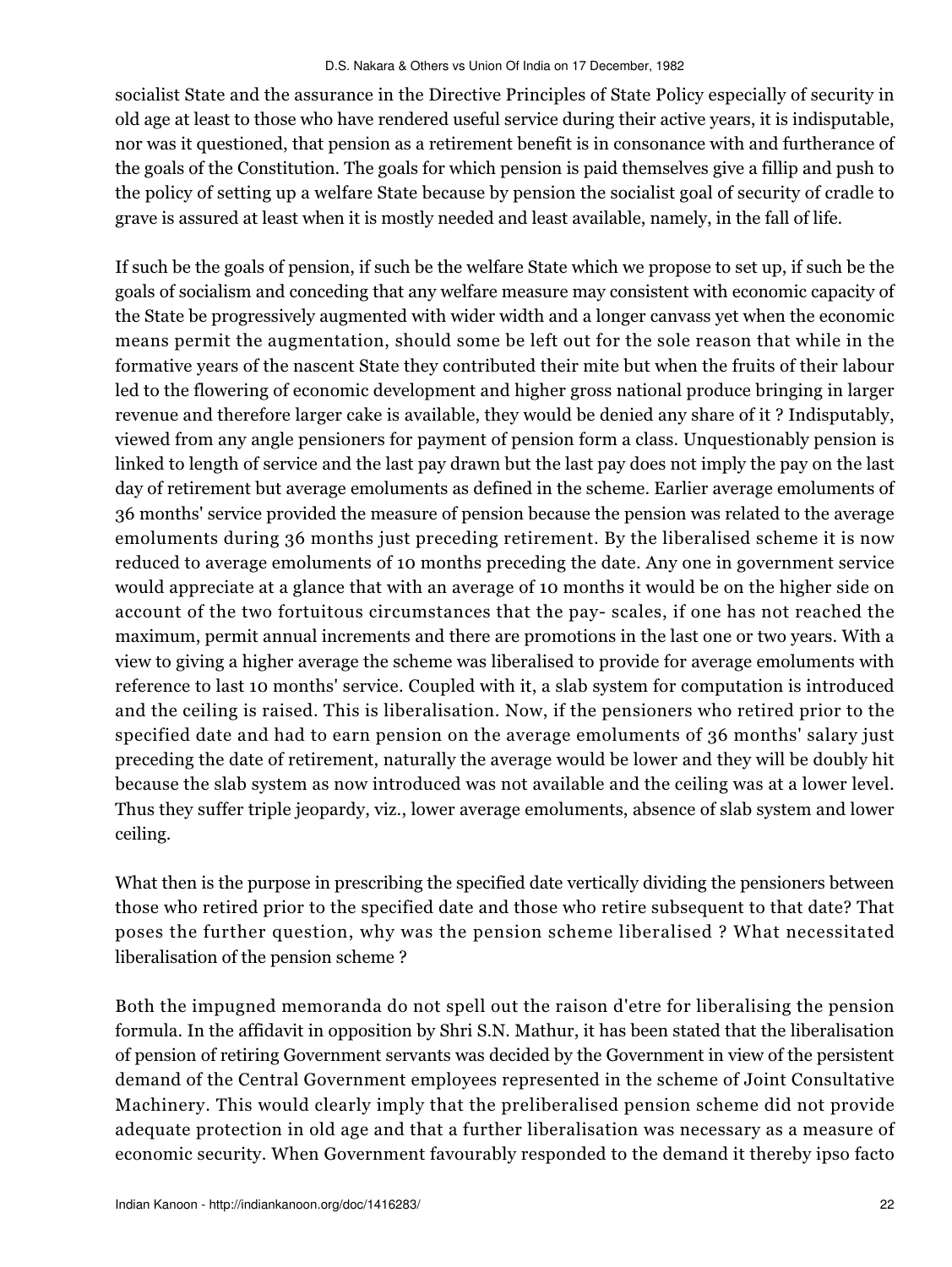socialist State and the assurance in the Directive Principles of State Policy especially of security in old age at least to those who have rendered useful service during their active years, it is indisputable, nor was it questioned, that pension as a retirement benefit is in consonance with and furtherance of the goals of the Constitution. The goals for which pension is paid themselves give a fillip and push to the policy of setting up a welfare State because by pension the socialist goal of security of cradle to grave is assured at least when it is mostly needed and least available, namely, in the fall of life.

If such be the goals of pension, if such be the welfare State which we propose to set up, if such be the goals of socialism and conceding that any welfare measure may consistent with economic capacity of the State be progressively augmented with wider width and a longer canvass yet when the economic means permit the augmentation, should some be left out for the sole reason that while in the formative years of the nascent State they contributed their mite but when the fruits of their labour led to the flowering of economic development and higher gross national produce bringing in larger revenue and therefore larger cake is available, they would be denied any share of it ? Indisputably, viewed from any angle pensioners for payment of pension form a class. Unquestionably pension is linked to length of service and the last pay drawn but the last pay does not imply the pay on the last day of retirement but average emoluments as defined in the scheme. Earlier average emoluments of 36 months' service provided the measure of pension because the pension was related to the average emoluments during 36 months just preceding retirement. By the liberalised scheme it is now reduced to average emoluments of 10 months preceding the date. Any one in government service would appreciate at a glance that with an average of 10 months it would be on the higher side on account of the two fortuitous circumstances that the pay- scales, if one has not reached the maximum, permit annual increments and there are promotions in the last one or two years. With a view to giving a higher average the scheme was liberalised to provide for average emoluments with reference to last 10 months' service. Coupled with it, a slab system for computation is introduced and the ceiling is raised. This is liberalisation. Now, if the pensioners who retired prior to the specified date and had to earn pension on the average emoluments of 36 months' salary just preceding the date of retirement, naturally the average would be lower and they will be doubly hit because the slab system as now introduced was not available and the ceiling was at a lower level. Thus they suffer triple jeopardy, viz., lower average emoluments, absence of slab system and lower ceiling.

What then is the purpose in prescribing the specified date vertically dividing the pensioners between those who retired prior to the specified date and those who retire subsequent to that date? That poses the further question, why was the pension scheme liberalised ? What necessitated liberalisation of the pension scheme ?

Both the impugned memoranda do not spell out the raison d'etre for liberalising the pension formula. In the affidavit in opposition by Shri S.N. Mathur, it has been stated that the liberalisation of pension of retiring Government servants was decided by the Government in view of the persistent demand of the Central Government employees represented in the scheme of Joint Consultative Machinery. This would clearly imply that the preliberalised pension scheme did not provide adequate protection in old age and that a further liberalisation was necessary as a measure of economic security. When Government favourably responded to the demand it thereby ipso facto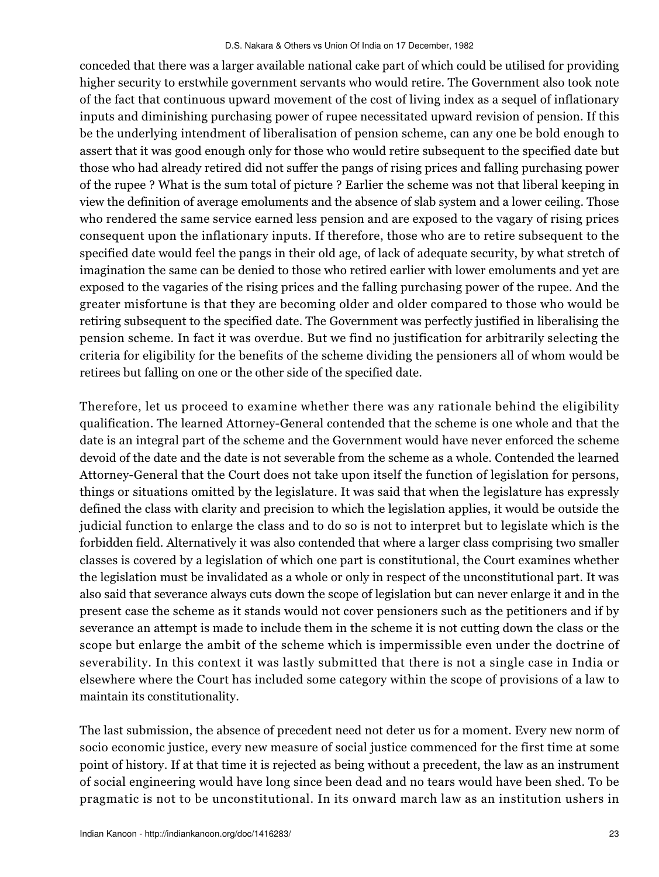conceded that there was a larger available national cake part of which could be utilised for providing higher security to erstwhile government servants who would retire. The Government also took note of the fact that continuous upward movement of the cost of living index as a sequel of inflationary inputs and diminishing purchasing power of rupee necessitated upward revision of pension. If this be the underlying intendment of liberalisation of pension scheme, can any one be bold enough to assert that it was good enough only for those who would retire subsequent to the specified date but those who had already retired did not suffer the pangs of rising prices and falling purchasing power of the rupee ? What is the sum total of picture ? Earlier the scheme was not that liberal keeping in view the definition of average emoluments and the absence of slab system and a lower ceiling. Those who rendered the same service earned less pension and are exposed to the vagary of rising prices consequent upon the inflationary inputs. If therefore, those who are to retire subsequent to the specified date would feel the pangs in their old age, of lack of adequate security, by what stretch of imagination the same can be denied to those who retired earlier with lower emoluments and yet are exposed to the vagaries of the rising prices and the falling purchasing power of the rupee. And the greater misfortune is that they are becoming older and older compared to those who would be retiring subsequent to the specified date. The Government was perfectly justified in liberalising the pension scheme. In fact it was overdue. But we find no justification for arbitrarily selecting the criteria for eligibility for the benefits of the scheme dividing the pensioners all of whom would be retirees but falling on one or the other side of the specified date.

Therefore, let us proceed to examine whether there was any rationale behind the eligibility qualification. The learned Attorney-General contended that the scheme is one whole and that the date is an integral part of the scheme and the Government would have never enforced the scheme devoid of the date and the date is not severable from the scheme as a whole. Contended the learned Attorney-General that the Court does not take upon itself the function of legislation for persons, things or situations omitted by the legislature. It was said that when the legislature has expressly defined the class with clarity and precision to which the legislation applies, it would be outside the judicial function to enlarge the class and to do so is not to interpret but to legislate which is the forbidden field. Alternatively it was also contended that where a larger class comprising two smaller classes is covered by a legislation of which one part is constitutional, the Court examines whether the legislation must be invalidated as a whole or only in respect of the unconstitutional part. It was also said that severance always cuts down the scope of legislation but can never enlarge it and in the present case the scheme as it stands would not cover pensioners such as the petitioners and if by severance an attempt is made to include them in the scheme it is not cutting down the class or the scope but enlarge the ambit of the scheme which is impermissible even under the doctrine of severability. In this context it was lastly submitted that there is not a single case in India or elsewhere where the Court has included some category within the scope of provisions of a law to maintain its constitutionality.

The last submission, the absence of precedent need not deter us for a moment. Every new norm of socio economic justice, every new measure of social justice commenced for the first time at some point of history. If at that time it is rejected as being without a precedent, the law as an instrument of social engineering would have long since been dead and no tears would have been shed. To be pragmatic is not to be unconstitutional. In its onward march law as an institution ushers in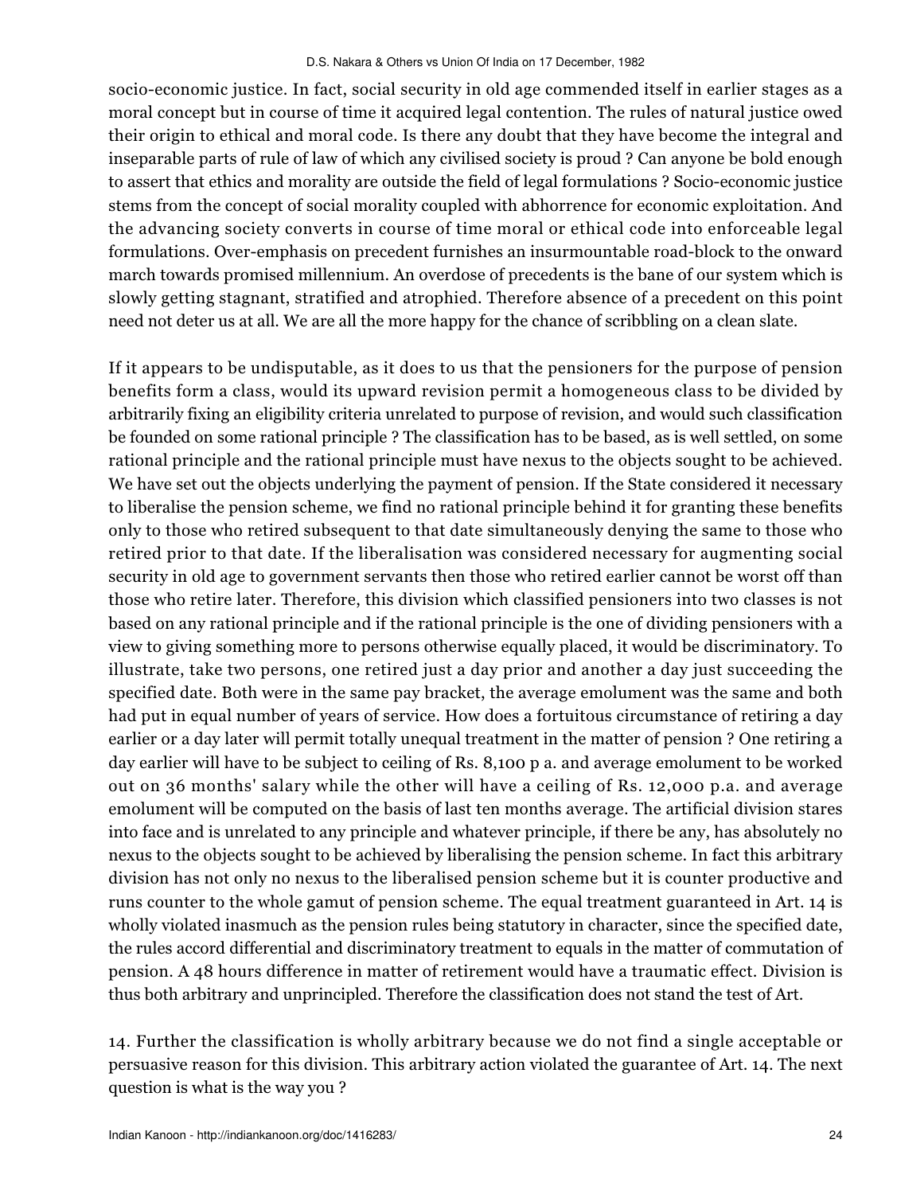socio-economic justice. In fact, social security in old age commended itself in earlier stages as a moral concept but in course of time it acquired legal contention. The rules of natural justice owed their origin to ethical and moral code. Is there any doubt that they have become the integral and inseparable parts of rule of law of which any civilised society is proud ? Can anyone be bold enough to assert that ethics and morality are outside the field of legal formulations ? Socio-economic justice stems from the concept of social morality coupled with abhorrence for economic exploitation. And the advancing society converts in course of time moral or ethical code into enforceable legal formulations. Over-emphasis on precedent furnishes an insurmountable road-block to the onward march towards promised millennium. An overdose of precedents is the bane of our system which is slowly getting stagnant, stratified and atrophied. Therefore absence of a precedent on this point need not deter us at all. We are all the more happy for the chance of scribbling on a clean slate.

If it appears to be undisputable, as it does to us that the pensioners for the purpose of pension benefits form a class, would its upward revision permit a homogeneous class to be divided by arbitrarily fixing an eligibility criteria unrelated to purpose of revision, and would such classification be founded on some rational principle ? The classification has to be based, as is well settled, on some rational principle and the rational principle must have nexus to the objects sought to be achieved. We have set out the objects underlying the payment of pension. If the State considered it necessary to liberalise the pension scheme, we find no rational principle behind it for granting these benefits only to those who retired subsequent to that date simultaneously denying the same to those who retired prior to that date. If the liberalisation was considered necessary for augmenting social security in old age to government servants then those who retired earlier cannot be worst off than those who retire later. Therefore, this division which classified pensioners into two classes is not based on any rational principle and if the rational principle is the one of dividing pensioners with a view to giving something more to persons otherwise equally placed, it would be discriminatory. To illustrate, take two persons, one retired just a day prior and another a day just succeeding the specified date. Both were in the same pay bracket, the average emolument was the same and both had put in equal number of years of service. How does a fortuitous circumstance of retiring a day earlier or a day later will permit totally unequal treatment in the matter of pension ? One retiring a day earlier will have to be subject to ceiling of Rs. 8,100 p a. and average emolument to be worked out on 36 months' salary while the other will have a ceiling of Rs. 12,000 p.a. and average emolument will be computed on the basis of last ten months average. The artificial division stares into face and is unrelated to any principle and whatever principle, if there be any, has absolutely no nexus to the objects sought to be achieved by liberalising the pension scheme. In fact this arbitrary division has not only no nexus to the liberalised pension scheme but it is counter productive and runs counter to the whole gamut of pension scheme. The equal treatment guaranteed in Art. 14 is wholly violated inasmuch as the pension rules being statutory in character, since the specified date, the rules accord differential and discriminatory treatment to equals in the matter of commutation of pension. A 48 hours difference in matter of retirement would have a traumatic effect. Division is thus both arbitrary and unprincipled. Therefore the classification does not stand the test of Art.

14. Further the classification is wholly arbitrary because we do not find a single acceptable or persuasive reason for this division. This arbitrary action violated the guarantee of Art. 14. The next question is what is the way you ?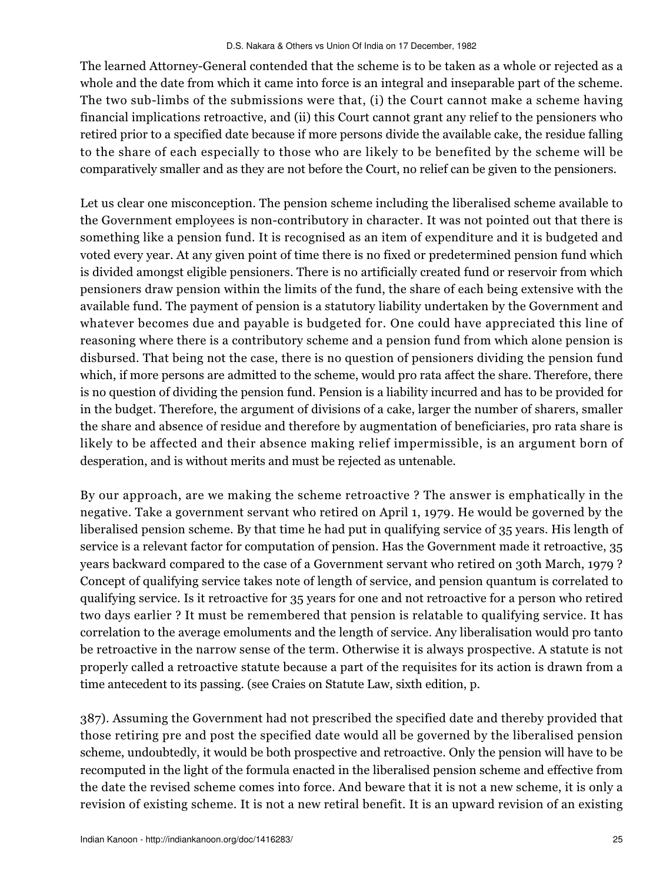The learned Attorney-General contended that the scheme is to be taken as a whole or rejected as a whole and the date from which it came into force is an integral and inseparable part of the scheme. The two sub-limbs of the submissions were that, (i) the Court cannot make a scheme having financial implications retroactive, and (ii) this Court cannot grant any relief to the pensioners who retired prior to a specified date because if more persons divide the available cake, the residue falling to the share of each especially to those who are likely to be benefited by the scheme will be comparatively smaller and as they are not before the Court, no relief can be given to the pensioners.

Let us clear one misconception. The pension scheme including the liberalised scheme available to the Government employees is non-contributory in character. It was not pointed out that there is something like a pension fund. It is recognised as an item of expenditure and it is budgeted and voted every year. At any given point of time there is no fixed or predetermined pension fund which is divided amongst eligible pensioners. There is no artificially created fund or reservoir from which pensioners draw pension within the limits of the fund, the share of each being extensive with the available fund. The payment of pension is a statutory liability undertaken by the Government and whatever becomes due and payable is budgeted for. One could have appreciated this line of reasoning where there is a contributory scheme and a pension fund from which alone pension is disbursed. That being not the case, there is no question of pensioners dividing the pension fund which, if more persons are admitted to the scheme, would pro rata affect the share. Therefore, there is no question of dividing the pension fund. Pension is a liability incurred and has to be provided for in the budget. Therefore, the argument of divisions of a cake, larger the number of sharers, smaller the share and absence of residue and therefore by augmentation of beneficiaries, pro rata share is likely to be affected and their absence making relief impermissible, is an argument born of desperation, and is without merits and must be rejected as untenable.

By our approach, are we making the scheme retroactive ? The answer is emphatically in the negative. Take a government servant who retired on April 1, 1979. He would be governed by the liberalised pension scheme. By that time he had put in qualifying service of 35 years. His length of service is a relevant factor for computation of pension. Has the Government made it retroactive, 35 years backward compared to the case of a Government servant who retired on 30th March, 1979 ? Concept of qualifying service takes note of length of service, and pension quantum is correlated to qualifying service. Is it retroactive for 35 years for one and not retroactive for a person who retired two days earlier ? It must be remembered that pension is relatable to qualifying service. It has correlation to the average emoluments and the length of service. Any liberalisation would pro tanto be retroactive in the narrow sense of the term. Otherwise it is always prospective. A statute is not properly called a retroactive statute because a part of the requisites for its action is drawn from a time antecedent to its passing. (see Craies on Statute Law, sixth edition, p.

387). Assuming the Government had not prescribed the specified date and thereby provided that those retiring pre and post the specified date would all be governed by the liberalised pension scheme, undoubtedly, it would be both prospective and retroactive. Only the pension will have to be recomputed in the light of the formula enacted in the liberalised pension scheme and effective from the date the revised scheme comes into force. And beware that it is not a new scheme, it is only a revision of existing scheme. It is not a new retiral benefit. It is an upward revision of an existing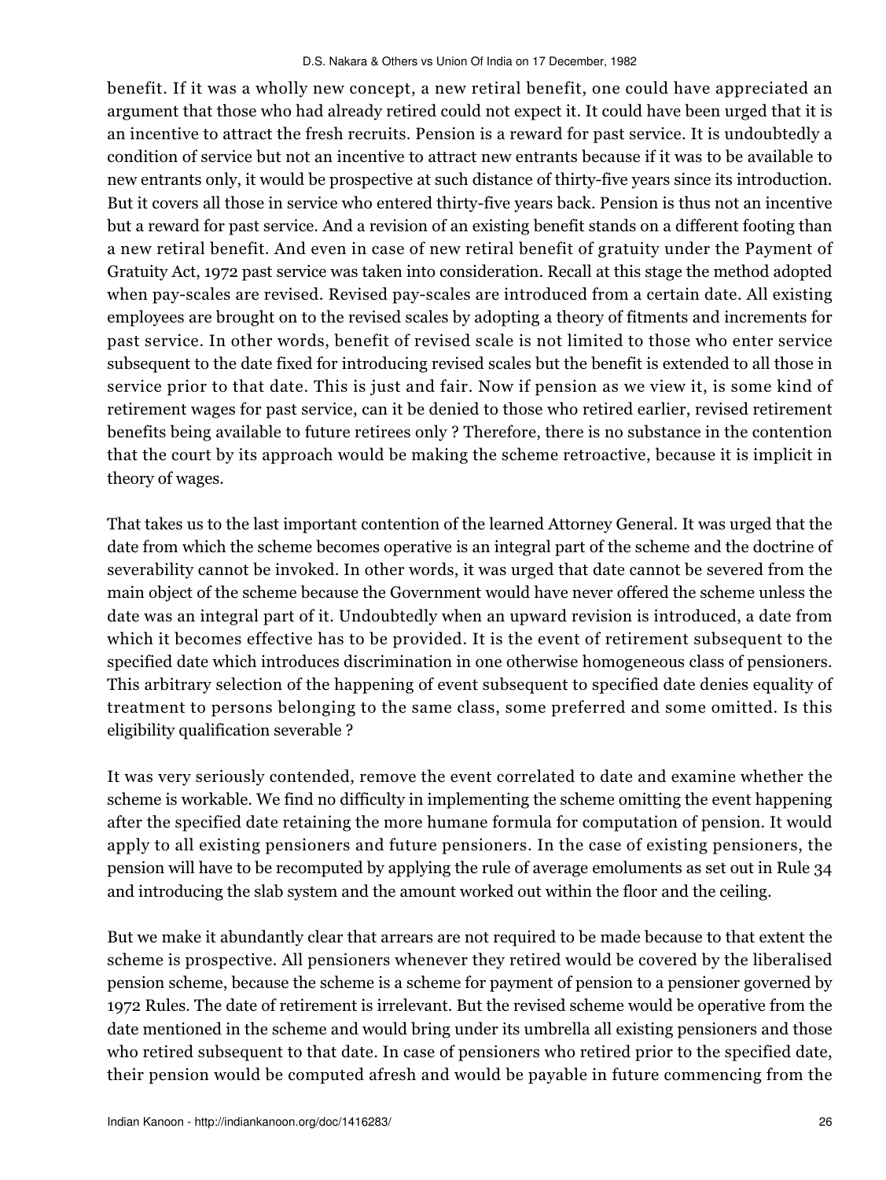benefit. If it was a wholly new concept, a new retiral benefit, one could have appreciated an argument that those who had already retired could not expect it. It could have been urged that it is an incentive to attract the fresh recruits. Pension is a reward for past service. It is undoubtedly a condition of service but not an incentive to attract new entrants because if it was to be available to new entrants only, it would be prospective at such distance of thirty-five years since its introduction. But it covers all those in service who entered thirty-five years back. Pension is thus not an incentive but a reward for past service. And a revision of an existing benefit stands on a different footing than a new retiral benefit. And even in case of new retiral benefit of gratuity under the Payment of Gratuity Act, 1972 past service was taken into consideration. Recall at this stage the method adopted when pay-scales are revised. Revised pay-scales are introduced from a certain date. All existing employees are brought on to the revised scales by adopting a theory of fitments and increments for past service. In other words, benefit of revised scale is not limited to those who enter service subsequent to the date fixed for introducing revised scales but the benefit is extended to all those in service prior to that date. This is just and fair. Now if pension as we view it, is some kind of retirement wages for past service, can it be denied to those who retired earlier, revised retirement benefits being available to future retirees only ? Therefore, there is no substance in the contention that the court by its approach would be making the scheme retroactive, because it is implicit in theory of wages.

That takes us to the last important contention of the learned Attorney General. It was urged that the date from which the scheme becomes operative is an integral part of the scheme and the doctrine of severability cannot be invoked. In other words, it was urged that date cannot be severed from the main object of the scheme because the Government would have never offered the scheme unless the date was an integral part of it. Undoubtedly when an upward revision is introduced, a date from which it becomes effective has to be provided. It is the event of retirement subsequent to the specified date which introduces discrimination in one otherwise homogeneous class of pensioners. This arbitrary selection of the happening of event subsequent to specified date denies equality of treatment to persons belonging to the same class, some preferred and some omitted. Is this eligibility qualification severable ?

It was very seriously contended, remove the event correlated to date and examine whether the scheme is workable. We find no difficulty in implementing the scheme omitting the event happening after the specified date retaining the more humane formula for computation of pension. It would apply to all existing pensioners and future pensioners. In the case of existing pensioners, the pension will have to be recomputed by applying the rule of average emoluments as set out in Rule 34 and introducing the slab system and the amount worked out within the floor and the ceiling.

But we make it abundantly clear that arrears are not required to be made because to that extent the scheme is prospective. All pensioners whenever they retired would be covered by the liberalised pension scheme, because the scheme is a scheme for payment of pension to a pensioner governed by 1972 Rules. The date of retirement is irrelevant. But the revised scheme would be operative from the date mentioned in the scheme and would bring under its umbrella all existing pensioners and those who retired subsequent to that date. In case of pensioners who retired prior to the specified date, their pension would be computed afresh and would be payable in future commencing from the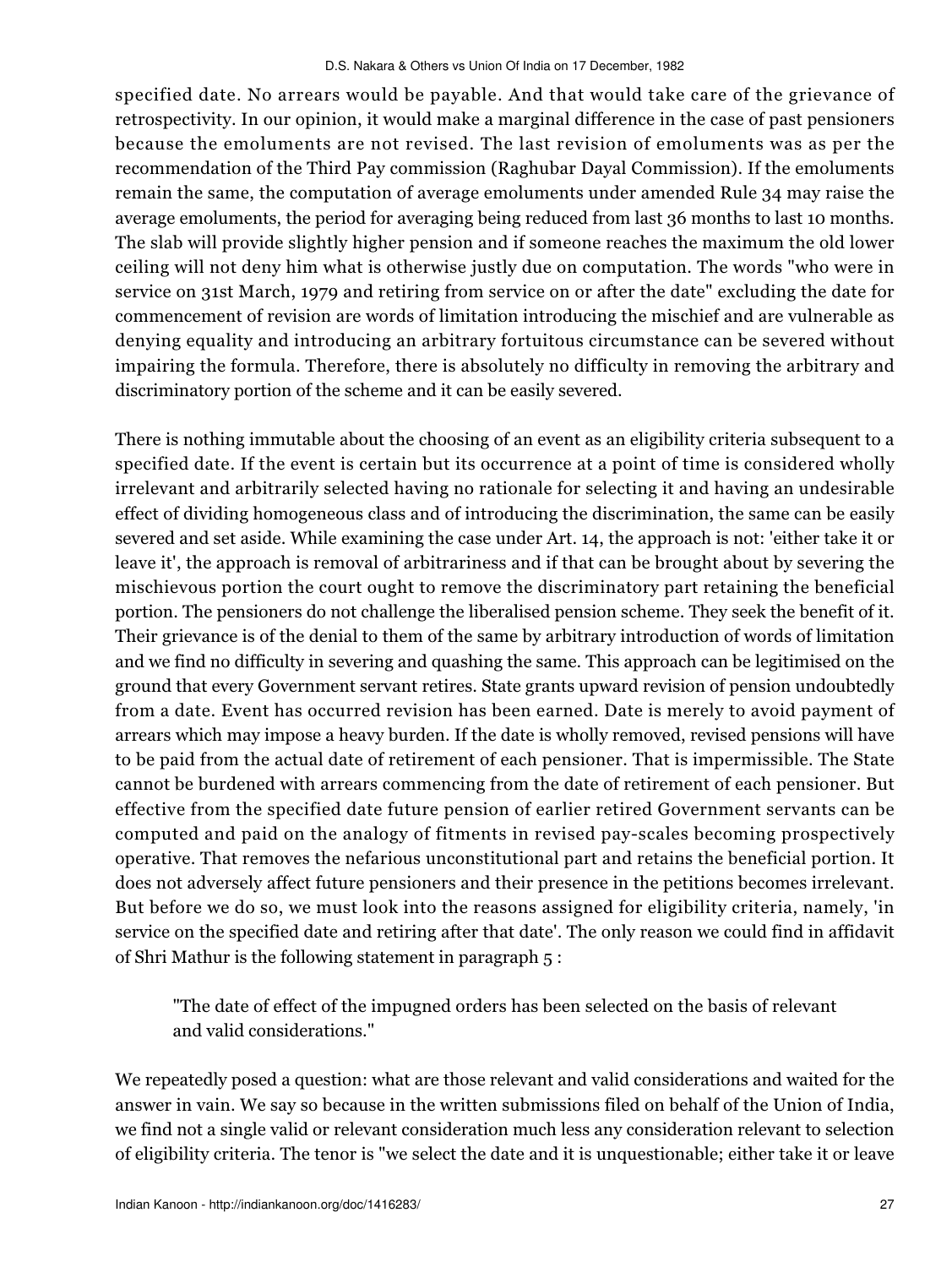specified date. No arrears would be payable. And that would take care of the grievance of retrospectivity. In our opinion, it would make a marginal difference in the case of past pensioners because the emoluments are not revised. The last revision of emoluments was as per the recommendation of the Third Pay commission (Raghubar Dayal Commission). If the emoluments remain the same, the computation of average emoluments under amended Rule 34 may raise the average emoluments, the period for averaging being reduced from last 36 months to last 10 months. The slab will provide slightly higher pension and if someone reaches the maximum the old lower ceiling will not deny him what is otherwise justly due on computation. The words "who were in service on 31st March, 1979 and retiring from service on or after the date" excluding the date for commencement of revision are words of limitation introducing the mischief and are vulnerable as denying equality and introducing an arbitrary fortuitous circumstance can be severed without impairing the formula. Therefore, there is absolutely no difficulty in removing the arbitrary and discriminatory portion of the scheme and it can be easily severed.

There is nothing immutable about the choosing of an event as an eligibility criteria subsequent to a specified date. If the event is certain but its occurrence at a point of time is considered wholly irrelevant and arbitrarily selected having no rationale for selecting it and having an undesirable effect of dividing homogeneous class and of introducing the discrimination, the same can be easily severed and set aside. While examining the case under Art. 14, the approach is not: 'either take it or leave it', the approach is removal of arbitrariness and if that can be brought about by severing the mischievous portion the court ought to remove the discriminatory part retaining the beneficial portion. The pensioners do not challenge the liberalised pension scheme. They seek the benefit of it. Their grievance is of the denial to them of the same by arbitrary introduction of words of limitation and we find no difficulty in severing and quashing the same. This approach can be legitimised on the ground that every Government servant retires. State grants upward revision of pension undoubtedly from a date. Event has occurred revision has been earned. Date is merely to avoid payment of arrears which may impose a heavy burden. If the date is wholly removed, revised pensions will have to be paid from the actual date of retirement of each pensioner. That is impermissible. The State cannot be burdened with arrears commencing from the date of retirement of each pensioner. But effective from the specified date future pension of earlier retired Government servants can be computed and paid on the analogy of fitments in revised pay-scales becoming prospectively operative. That removes the nefarious unconstitutional part and retains the beneficial portion. It does not adversely affect future pensioners and their presence in the petitions becomes irrelevant. But before we do so, we must look into the reasons assigned for eligibility criteria, namely, 'in service on the specified date and retiring after that date'. The only reason we could find in affidavit of Shri Mathur is the following statement in paragraph 5 :

> "The date of effect of the impugned orders has been selected on the basis of relevant and valid considerations."

We repeatedly posed a question: what are those relevant and valid considerations and waited for the answer in vain. We say so because in the written submissions filed on behalf of the Union of India, we find not a single valid or relevant consideration much less any consideration relevant to selection of eligibility criteria. The tenor is "we select the date and it is unquestionable; either take it or leave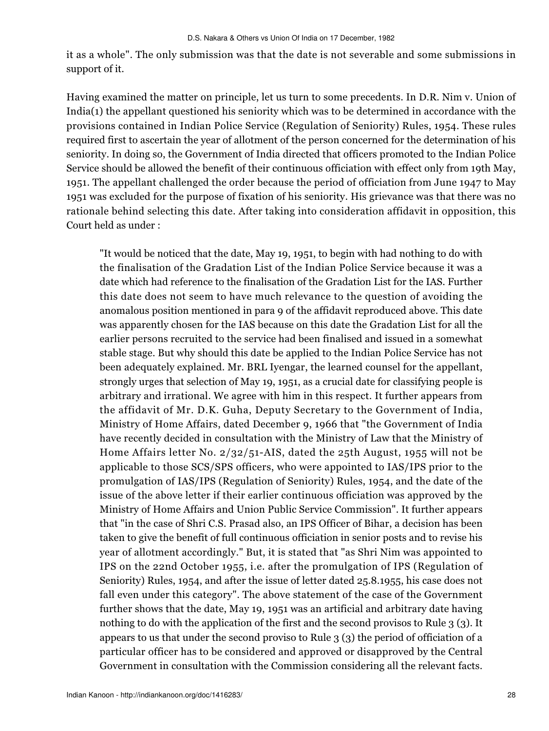it as a whole". The only submission was that the date is not severable and some submissions in support of it.

Having examined the matter on principle, let us turn to some precedents. In D.R. Nim v. Union of India(1) the appellant questioned his seniority which was to be determined in accordance with the provisions contained in Indian Police Service (Regulation of Seniority) Rules, 1954. These rules required first to ascertain the year of allotment of the person concerned for the determination of his seniority. In doing so, the Government of India directed that officers promoted to the Indian Police Service should be allowed the benefit of their continuous officiation with effect only from 19th May, 1951. The appellant challenged the order because the period of officiation from June 1947 to May 1951 was excluded for the purpose of fixation of his seniority. His grievance was that there was no rationale behind selecting this date. After taking into consideration affidavit in opposition, this Court held as under :

> "It would be noticed that the date, May 19, 1951, to begin with had nothing to do with the finalisation of the Gradation List of the Indian Police Service because it was a date which had reference to the finalisation of the Gradation List for the IAS. Further this date does not seem to have much relevance to the question of avoiding the anomalous position mentioned in para 9 of the affidavit reproduced above. This date was apparently chosen for the IAS because on this date the Gradation List for all the earlier persons recruited to the service had been finalised and issued in a somewhat stable stage. But why should this date be applied to the Indian Police Service has not been adequately explained. Mr. BRL Iyengar, the learned counsel for the appellant, strongly urges that selection of May 19, 1951, as a crucial date for classifying people is arbitrary and irrational. We agree with him in this respect. It further appears from the affidavit of Mr. D.K. Guha, Deputy Secretary to the Government of India, Ministry of Home Affairs, dated December 9, 1966 that "the Government of India have recently decided in consultation with the Ministry of Law that the Ministry of Home Affairs letter No. 2/32/51-AIS, dated the 25th August, 1955 will not be applicable to those SCS/SPS officers, who were appointed to IAS/IPS prior to the promulgation of IAS/IPS (Regulation of Seniority) Rules, 1954, and the date of the issue of the above letter if their earlier continuous officiation was approved by the Ministry of Home Affairs and Union Public Service Commission". It further appears that "in the case of Shri C.S. Prasad also, an IPS Officer of Bihar, a decision has been taken to give the benefit of full continuous officiation in senior posts and to revise his year of allotment accordingly." But, it is stated that "as Shri Nim was appointed to IPS on the 22nd October 1955, i.e. after the promulgation of IPS (Regulation of Seniority) Rules, 1954, and after the issue of letter dated 25.8.1955, his case does not fall even under this category". The above statement of the case of the Government further shows that the date, May 19, 1951 was an artificial and arbitrary date having nothing to do with the application of the first and the second provisos to Rule 3 (3). It appears to us that under the second proviso to Rule 3 (3) the period of officiation of a particular officer has to be considered and approved or disapproved by the Central Government in consultation with the Commission considering all the relevant facts.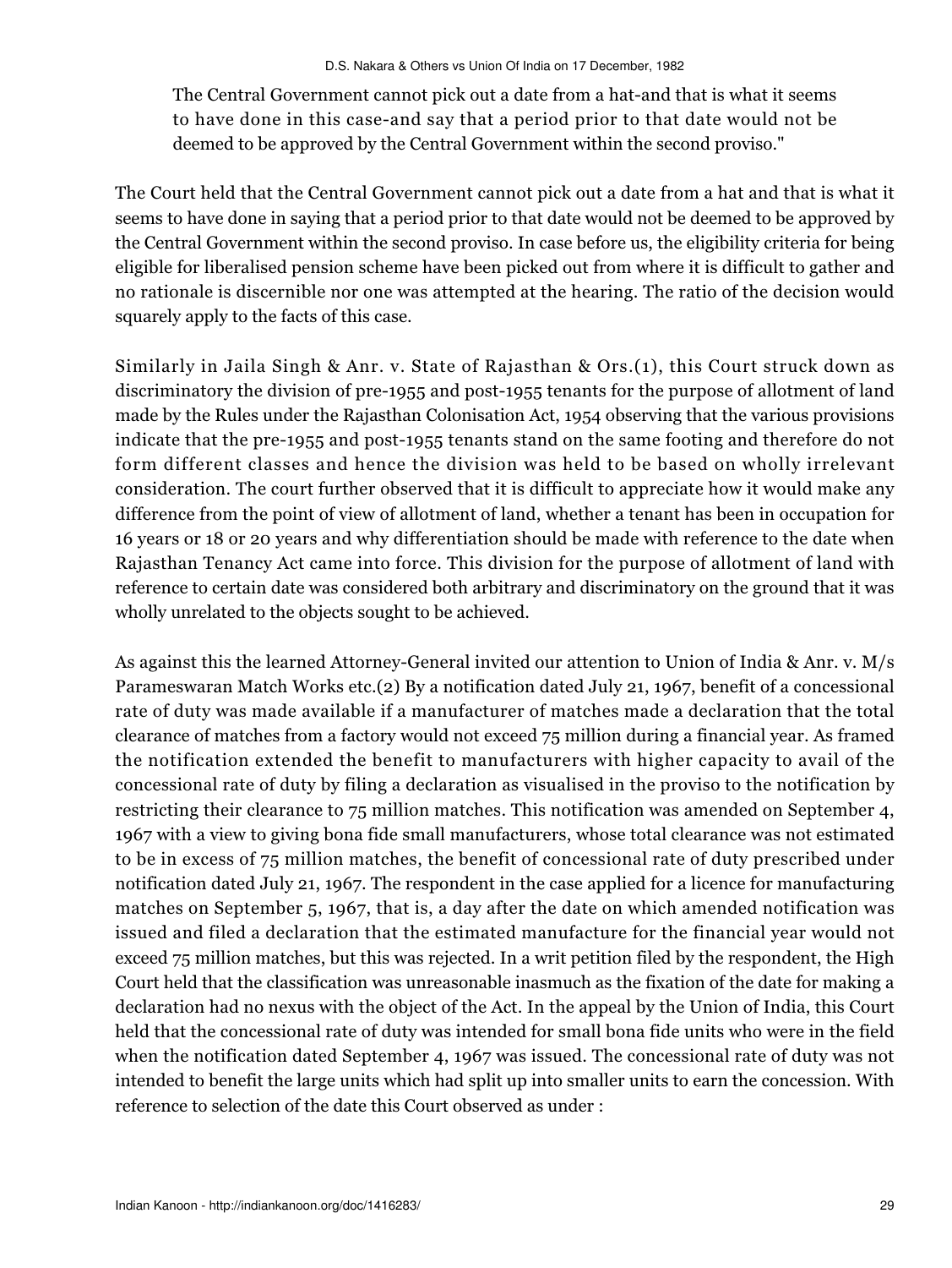The Central Government cannot pick out a date from a hat-and that is what it seems to have done in this case-and say that a period prior to that date would not be deemed to be approved by the Central Government within the second proviso."

The Court held that the Central Government cannot pick out a date from a hat and that is what it seems to have done in saying that a period prior to that date would not be deemed to be approved by the Central Government within the second proviso. In case before us, the eligibility criteria for being eligible for liberalised pension scheme have been picked out from where it is difficult to gather and no rationale is discernible nor one was attempted at the hearing. The ratio of the decision would squarely apply to the facts of this case.

Similarly in Jaila Singh & Anr. v. State of Rajasthan & Ors.(1), this Court struck down as discriminatory the division of pre-1955 and post-1955 tenants for the purpose of allotment of land made by the Rules under the Rajasthan Colonisation Act, 1954 observing that the various provisions indicate that the pre-1955 and post-1955 tenants stand on the same footing and therefore do not form different classes and hence the division was held to be based on wholly irrelevant consideration. The court further observed that it is difficult to appreciate how it would make any difference from the point of view of allotment of land, whether a tenant has been in occupation for 16 years or 18 or 20 years and why differentiation should be made with reference to the date when Rajasthan Tenancy Act came into force. This division for the purpose of allotment of land with reference to certain date was considered both arbitrary and discriminatory on the ground that it was wholly unrelated to the objects sought to be achieved.

As against this the learned Attorney-General invited our attention to Union of India & Anr. v. M/s Parameswaran Match Works etc.(2) By a notification dated July 21, 1967, benefit of a concessional rate of duty was made available if a manufacturer of matches made a declaration that the total clearance of matches from a factory would not exceed 75 million during a financial year. As framed the notification extended the benefit to manufacturers with higher capacity to avail of the concessional rate of duty by filing a declaration as visualised in the proviso to the notification by restricting their clearance to 75 million matches. This notification was amended on September 4, 1967 with a view to giving bona fide small manufacturers, whose total clearance was not estimated to be in excess of 75 million matches, the benefit of concessional rate of duty prescribed under notification dated July 21, 1967. The respondent in the case applied for a licence for manufacturing matches on September 5, 1967, that is, a day after the date on which amended notification was issued and filed a declaration that the estimated manufacture for the financial year would not exceed 75 million matches, but this was rejected. In a writ petition filed by the respondent, the High Court held that the classification was unreasonable inasmuch as the fixation of the date for making a declaration had no nexus with the object of the Act. In the appeal by the Union of India, this Court held that the concessional rate of duty was intended for small bona fide units who were in the field when the notification dated September 4, 1967 was issued. The concessional rate of duty was not intended to benefit the large units which had split up into smaller units to earn the concession. With reference to selection of the date this Court observed as under :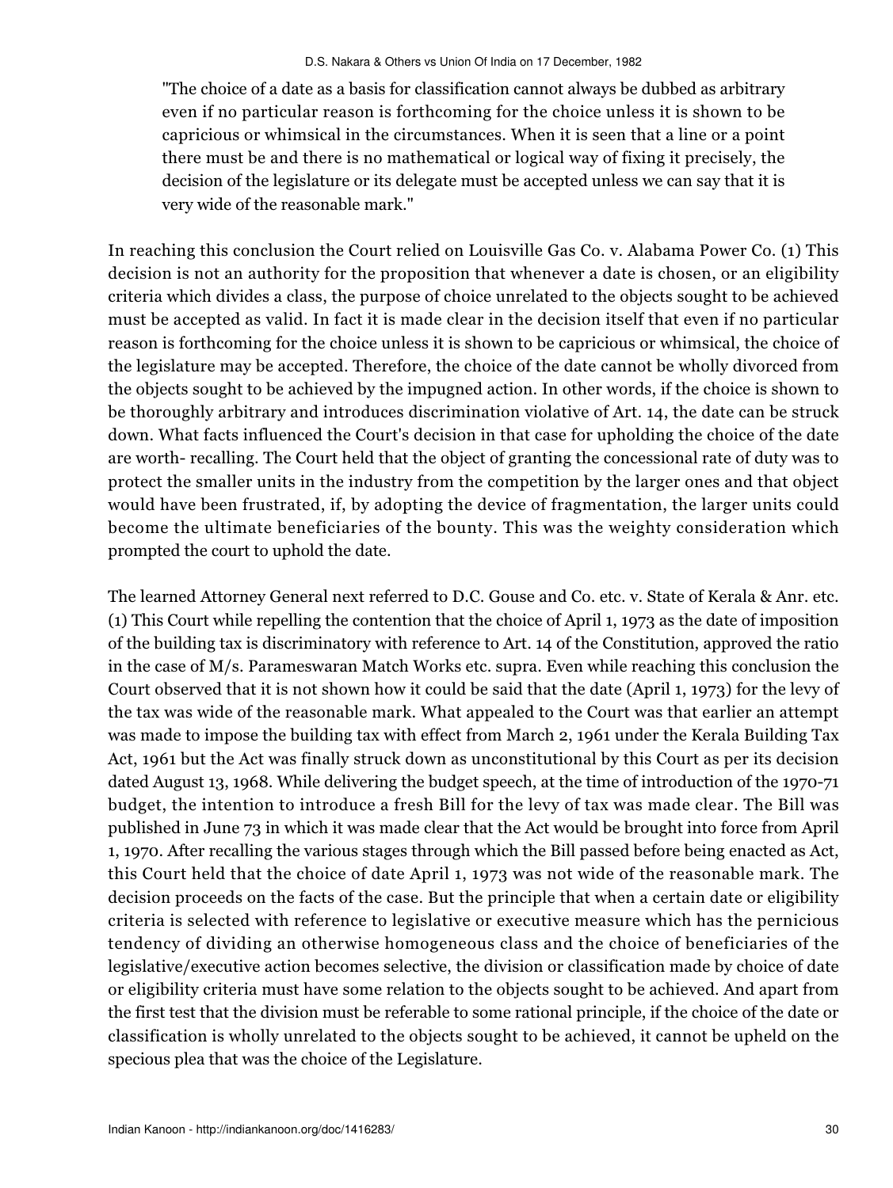> "The choice of a date as a basis for classification cannot always be dubbed as arbitrary even if no particular reason is forthcoming for the choice unless it is shown to be capricious or whimsical in the circumstances. When it is seen that a line or a point there must be and there is no mathematical or logical way of fixing it precisely, the decision of the legislature or its delegate must be accepted unless we can say that it is very wide of the reasonable mark."

In reaching this conclusion the Court relied on Louisville Gas Co. v. Alabama Power Co. (1) This decision is not an authority for the proposition that whenever a date is chosen, or an eligibility criteria which divides a class, the purpose of choice unrelated to the objects sought to be achieved must be accepted as valid. In fact it is made clear in the decision itself that even if no particular reason is forthcoming for the choice unless it is shown to be capricious or whimsical, the choice of the legislature may be accepted. Therefore, the choice of the date cannot be wholly divorced from the objects sought to be achieved by the impugned action. In other words, if the choice is shown to be thoroughly arbitrary and introduces discrimination violative of Art. 14, the date can be struck down. What facts influenced the Court's decision in that case for upholding the choice of the date are worth- recalling. The Court held that the object of granting the concessional rate of duty was to protect the smaller units in the industry from the competition by the larger ones and that object would have been frustrated, if, by adopting the device of fragmentation, the larger units could become the ultimate beneficiaries of the bounty. This was the weighty consideration which prompted the court to uphold the date.

The learned Attorney General next referred to D.C. Gouse and Co. etc. v. State of Kerala & Anr. etc. (1) This Court while repelling the contention that the choice of April 1, 1973 as the date of imposition of the building tax is discriminatory with reference to Art. 14 of the Constitution, approved the ratio in the case of M/s. Parameswaran Match Works etc. supra. Even while reaching this conclusion the Court observed that it is not shown how it could be said that the date (April 1, 1973) for the levy of the tax was wide of the reasonable mark. What appealed to the Court was that earlier an attempt was made to impose the building tax with effect from March 2, 1961 under the Kerala Building Tax Act, 1961 but the Act was finally struck down as unconstitutional by this Court as per its decision dated August 13, 1968. While delivering the budget speech, at the time of introduction of the 1970-71 budget, the intention to introduce a fresh Bill for the levy of tax was made clear. The Bill was published in June 73 in which it was made clear that the Act would be brought into force from April 1, 1970. After recalling the various stages through which the Bill passed before being enacted as Act, this Court held that the choice of date April 1, 1973 was not wide of the reasonable mark. The decision proceeds on the facts of the case. But the principle that when a certain date or eligibility criteria is selected with reference to legislative or executive measure which has the pernicious tendency of dividing an otherwise homogeneous class and the choice of beneficiaries of the legislative/executive action becomes selective, the division or classification made by choice of date or eligibility criteria must have some relation to the objects sought to be achieved. And apart from the first test that the division must be referable to some rational principle, if the choice of the date or classification is wholly unrelated to the objects sought to be achieved, it cannot be upheld on the specious plea that was the choice of the Legislature.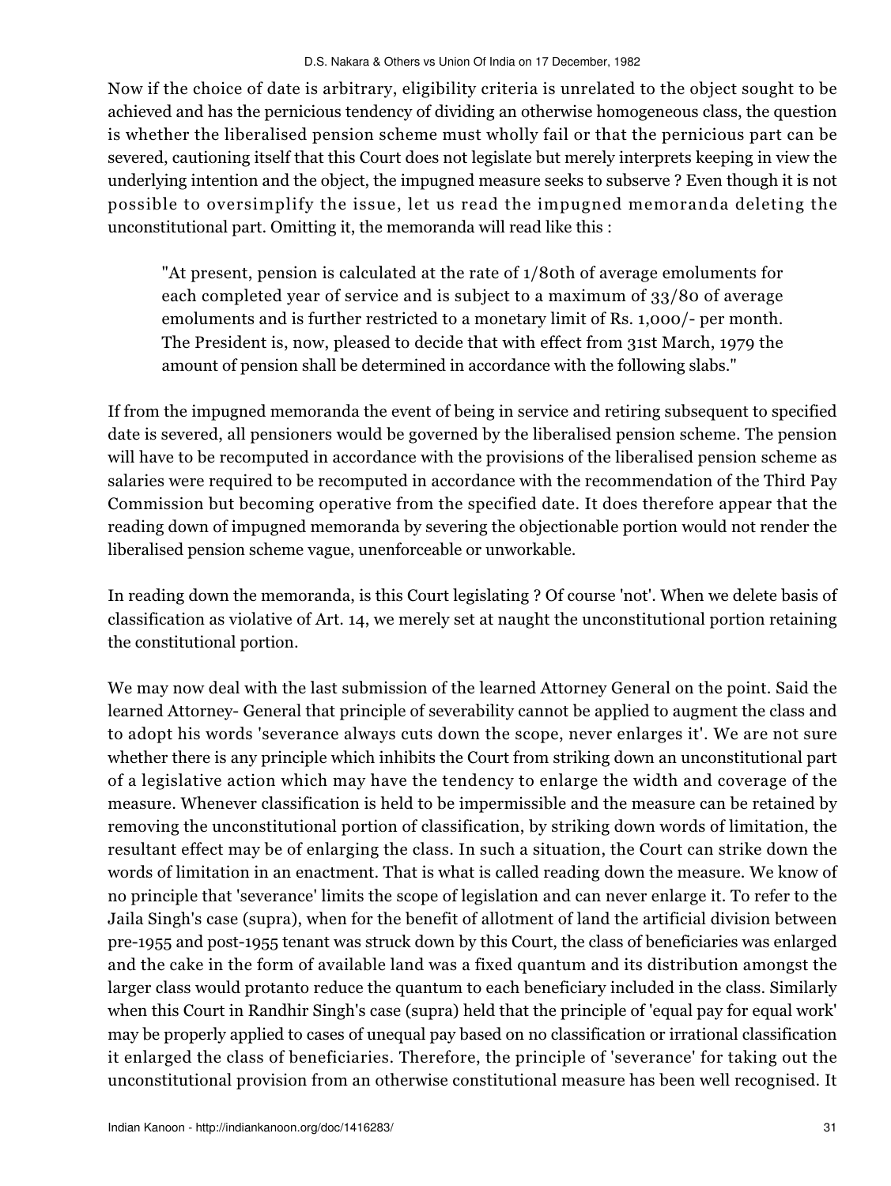Now if the choice of date is arbitrary, eligibility criteria is unrelated to the object sought to be achieved and has the pernicious tendency of dividing an otherwise homogeneous class, the question is whether the liberalised pension scheme must wholly fail or that the pernicious part can be severed, cautioning itself that this Court does not legislate but merely interprets keeping in view the underlying intention and the object, the impugned measure seeks to subserve ? Even though it is not possible to oversimplify the issue, let us read the impugned memoranda deleting the unconstitutional part. Omitting it, the memoranda will read like this :

> "At present, pension is calculated at the rate of 1/80th of average emoluments for each completed year of service and is subject to a maximum of 33/80 of average emoluments and is further restricted to a monetary limit of Rs. 1,000/- per month. The President is, now, pleased to decide that with effect from 31st March, 1979 the amount of pension shall be determined in accordance with the following slabs."

If from the impugned memoranda the event of being in service and retiring subsequent to specified date is severed, all pensioners would be governed by the liberalised pension scheme. The pension will have to be recomputed in accordance with the provisions of the liberalised pension scheme as salaries were required to be recomputed in accordance with the recommendation of the Third Pay Commission but becoming operative from the specified date. It does therefore appear that the reading down of impugned memoranda by severing the objectionable portion would not render the liberalised pension scheme vague, unenforceable or unworkable.

In reading down the memoranda, is this Court legislating ? Of course 'not'. When we delete basis of classification as violative of Art. 14, we merely set at naught the unconstitutional portion retaining the constitutional portion.

We may now deal with the last submission of the learned Attorney General on the point. Said the learned Attorney- General that principle of severability cannot be applied to augment the class and to adopt his words 'severance always cuts down the scope, never enlarges it'. We are not sure whether there is any principle which inhibits the Court from striking down an unconstitutional part of a legislative action which may have the tendency to enlarge the width and coverage of the measure. Whenever classification is held to be impermissible and the measure can be retained by removing the unconstitutional portion of classification, by striking down words of limitation, the resultant effect may be of enlarging the class. In such a situation, the Court can strike down the words of limitation in an enactment. That is what is called reading down the measure. We know of no principle that 'severance' limits the scope of legislation and can never enlarge it. To refer to the Jaila Singh's case (supra), when for the benefit of allotment of land the artificial division between pre-1955 and post-1955 tenant was struck down by this Court, the class of beneficiaries was enlarged and the cake in the form of available land was a fixed quantum and its distribution amongst the larger class would protanto reduce the quantum to each beneficiary included in the class. Similarly when this Court in Randhir Singh's case (supra) held that the principle of 'equal pay for equal work' may be properly applied to cases of unequal pay based on no classification or irrational classification it enlarged the class of beneficiaries. Therefore, the principle of 'severance' for taking out the unconstitutional provision from an otherwise constitutional measure has been well recognised. It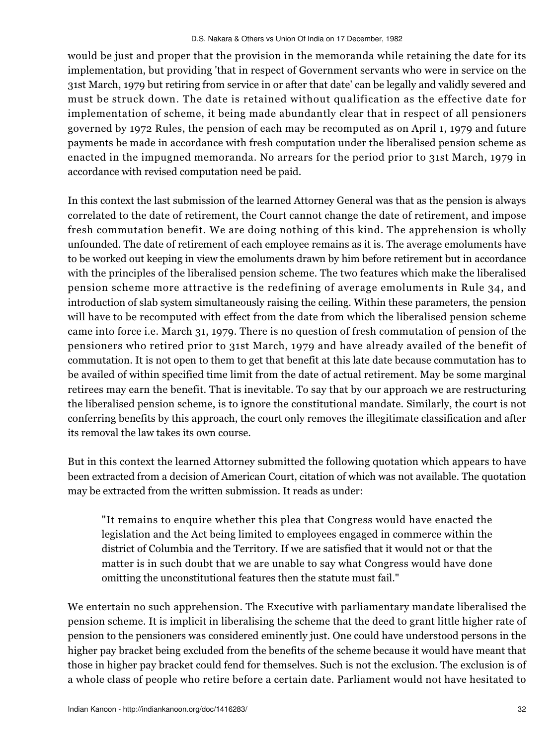would be just and proper that the provision in the memoranda while retaining the date for its implementation, but providing 'that in respect of Government servants who were in service on the 31st March, 1979 but retiring from service in or after that date' can be legally and validly severed and must be struck down. The date is retained without qualification as the effective date for implementation of scheme, it being made abundantly clear that in respect of all pensioners governed by 1972 Rules, the pension of each may be recomputed as on April 1, 1979 and future payments be made in accordance with fresh computation under the liberalised pension scheme as enacted in the impugned memoranda. No arrears for the period prior to 31st March, 1979 in accordance with revised computation need be paid.

In this context the last submission of the learned Attorney General was that as the pension is always correlated to the date of retirement, the Court cannot change the date of retirement, and impose fresh commutation benefit. We are doing nothing of this kind. The apprehension is wholly unfounded. The date of retirement of each employee remains as it is. The average emoluments have to be worked out keeping in view the emoluments drawn by him before retirement but in accordance with the principles of the liberalised pension scheme. The two features which make the liberalised pension scheme more attractive is the redefining of average emoluments in Rule 34, and introduction of slab system simultaneously raising the ceiling. Within these parameters, the pension will have to be recomputed with effect from the date from which the liberalised pension scheme came into force i.e. March 31, 1979. There is no question of fresh commutation of pension of the pensioners who retired prior to 31st March, 1979 and have already availed of the benefit of commutation. It is not open to them to get that benefit at this late date because commutation has to be availed of within specified time limit from the date of actual retirement. May be some marginal retirees may earn the benefit. That is inevitable. To say that by our approach we are restructuring the liberalised pension scheme, is to ignore the constitutional mandate. Similarly, the court is not conferring benefits by this approach, the court only removes the illegitimate classification and after its removal the law takes its own course.

But in this context the learned Attorney submitted the following quotation which appears to have been extracted from a decision of American Court, citation of which was not available. The quotation may be extracted from the written submission. It reads as under:

> "It remains to enquire whether this plea that Congress would have enacted the legislation and the Act being limited to employees engaged in commerce within the district of Columbia and the Territory. If we are satisfied that it would not or that the matter is in such doubt that we are unable to say what Congress would have done omitting the unconstitutional features then the statute must fail."

We entertain no such apprehension. The Executive with parliamentary mandate liberalised the pension scheme. It is implicit in liberalising the scheme that the deed to grant little higher rate of pension to the pensioners was considered eminently just. One could have understood persons in the higher pay bracket being excluded from the benefits of the scheme because it would have meant that those in higher pay bracket could fend for themselves. Such is not the exclusion. The exclusion is of a whole class of people who retire before a certain date. Parliament would not have hesitated to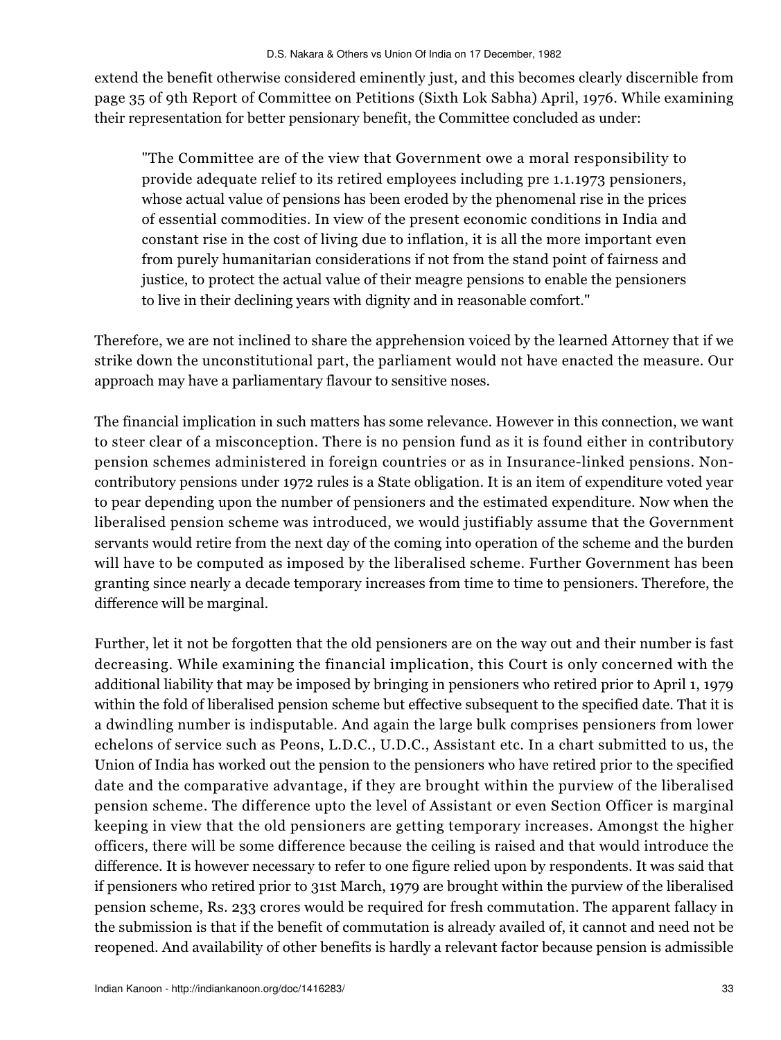extend the benefit otherwise considered eminently just, and this becomes clearly discernible from page 35 of 9th Report of Committee on Petitions (Sixth Lok Sabha) April, 1976. While examining their representation for better pensionary benefit, the Committee concluded as under:

> "The Committee are of the view that Government owe a moral responsibility to provide adequate relief to its retired employees including pre 1.1.1973 pensioners, whose actual value of pensions has been eroded by the phenomenal rise in the prices of essential commodities. In view of the present economic conditions in India and constant rise in the cost of living due to inflation, it is all the more important even from purely humanitarian considerations if not from the stand point of fairness and justice, to protect the actual value of their meagre pensions to enable the pensioners to live in their declining years with dignity and in reasonable comfort."

Therefore, we are not inclined to share the apprehension voiced by the learned Attorney that if we strike down the unconstitutional part, the parliament would not have enacted the measure. Our approach may have a parliamentary flavour to sensitive noses.

The financial implication in such matters has some relevance. However in this connection, we want to steer clear of a misconception. There is no pension fund as it is found either in contributory pension schemes administered in foreign countries or as in Insurance-linked pensions. Non-contributory pensions under 1972 rules is a State obligation. It is an item of expenditure voted year to pear depending upon the number of pensioners and the estimated expenditure. Now when the liberalised pension scheme was introduced, we would justifiably assume that the Government servants would retire from the next day of the coming into operation of the scheme and the burden will have to be computed as imposed by the liberalised scheme. Further Government has been granting since nearly a decade temporary increases from time to time to pensioners. Therefore, the difference will be marginal.

Further, let it not be forgotten that the old pensioners are on the way out and their number is fast decreasing. While examining the financial implication, this Court is only concerned with the additional liability that may be imposed by bringing in pensioners who retired prior to April 1, 1979 within the fold of liberalised pension scheme but effective subsequent to the specified date. That it is a dwindling number is indisputable. And again the large bulk comprises pensioners from lower echelons of service such as Peons, L.D.C., U.D.C., Assistant etc. In a chart submitted to us, the Union of India has worked out the pension to the pensioners who have retired prior to the specified date and the comparative advantage, if they are brought within the purview of the liberalised pension scheme. The difference upto the level of Assistant or even Section Officer is marginal keeping in view that the old pensioners are getting temporary increases. Amongst the higher officers, there will be some difference because the ceiling is raised and that would introduce the difference. It is however necessary to refer to one figure relied upon by respondents. It was said that if pensioners who retired prior to 31st March, 1979 are brought within the purview of the liberalised pension scheme, Rs. 233 crores would be required for fresh commutation. The apparent fallacy in the submission is that if the benefit of commutation is already availed of, it cannot and need not be reopened. And availability of other benefits is hardly a relevant factor because pension is admissible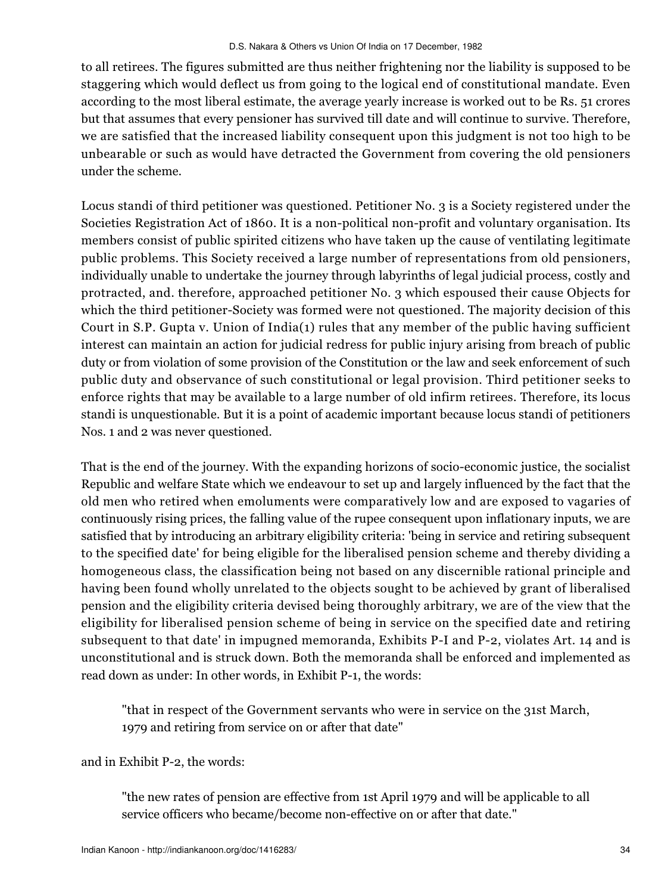to all retirees. The figures submitted are thus neither frightening nor the liability is supposed to be staggering which would deflect us from going to the logical end of constitutional mandate. Even according to the most liberal estimate, the average yearly increase is worked out to be Rs. 51 crores but that assumes that every pensioner has survived till date and will continue to survive. Therefore, we are satisfied that the increased liability consequent upon this judgment is not too high to be unbearable or such as would have detracted the Government from covering the old pensioners under the scheme.

Locus standi of third petitioner was questioned. Petitioner No. 3 is a Society registered under the Societies Registration Act of 1860. It is a non-political non-profit and voluntary organisation. Its members consist of public spirited citizens who have taken up the cause of ventilating legitimate public problems. This Society received a large number of representations from old pensioners, individually unable to undertake the journey through labyrinths of legal judicial process, costly and protracted, and. therefore, approached petitioner No. 3 which espoused their cause Objects for which the third petitioner-Society was formed were not questioned. The majority decision of this Court in S.P. Gupta v. Union of India(1) rules that any member of the public having sufficient interest can maintain an action for judicial redress for public injury arising from breach of public duty or from violation of some provision of the Constitution or the law and seek enforcement of such public duty and observance of such constitutional or legal provision. Third petitioner seeks to enforce rights that may be available to a large number of old infirm retirees. Therefore, its locus standi is unquestionable. But it is a point of academic important because locus standi of petitioners Nos. 1 and 2 was never questioned.

That is the end of the journey. With the expanding horizons of socio-economic justice, the socialist Republic and welfare State which we endeavour to set up and largely influenced by the fact that the old men who retired when emoluments were comparatively low and are exposed to vagaries of continuously rising prices, the falling value of the rupee consequent upon inflationary inputs, we are satisfied that by introducing an arbitrary eligibility criteria: 'being in service and retiring subsequent to the specified date' for being eligible for the liberalised pension scheme and thereby dividing a homogeneous class, the classification being not based on any discernible rational principle and having been found wholly unrelated to the objects sought to be achieved by grant of liberalised pension and the eligibility criteria devised being thoroughly arbitrary, we are of the view that the eligibility for liberalised pension scheme of being in service on the specified date and retiring subsequent to that date' in impugned memoranda, Exhibits P-I and P-2, violates Art. 14 and is unconstitutional and is struck down. Both the memoranda shall be enforced and implemented as read down as under: In other words, in Exhibit P-1, the words:

> "that in respect of the Government servants who were in service on the 31st March, 1979 and retiring from service on or after that date"

and in Exhibit P-2, the words:

> "the new rates of pension are effective from 1st April 1979 and will be applicable to all service officers who became/become non-effective on or after that date."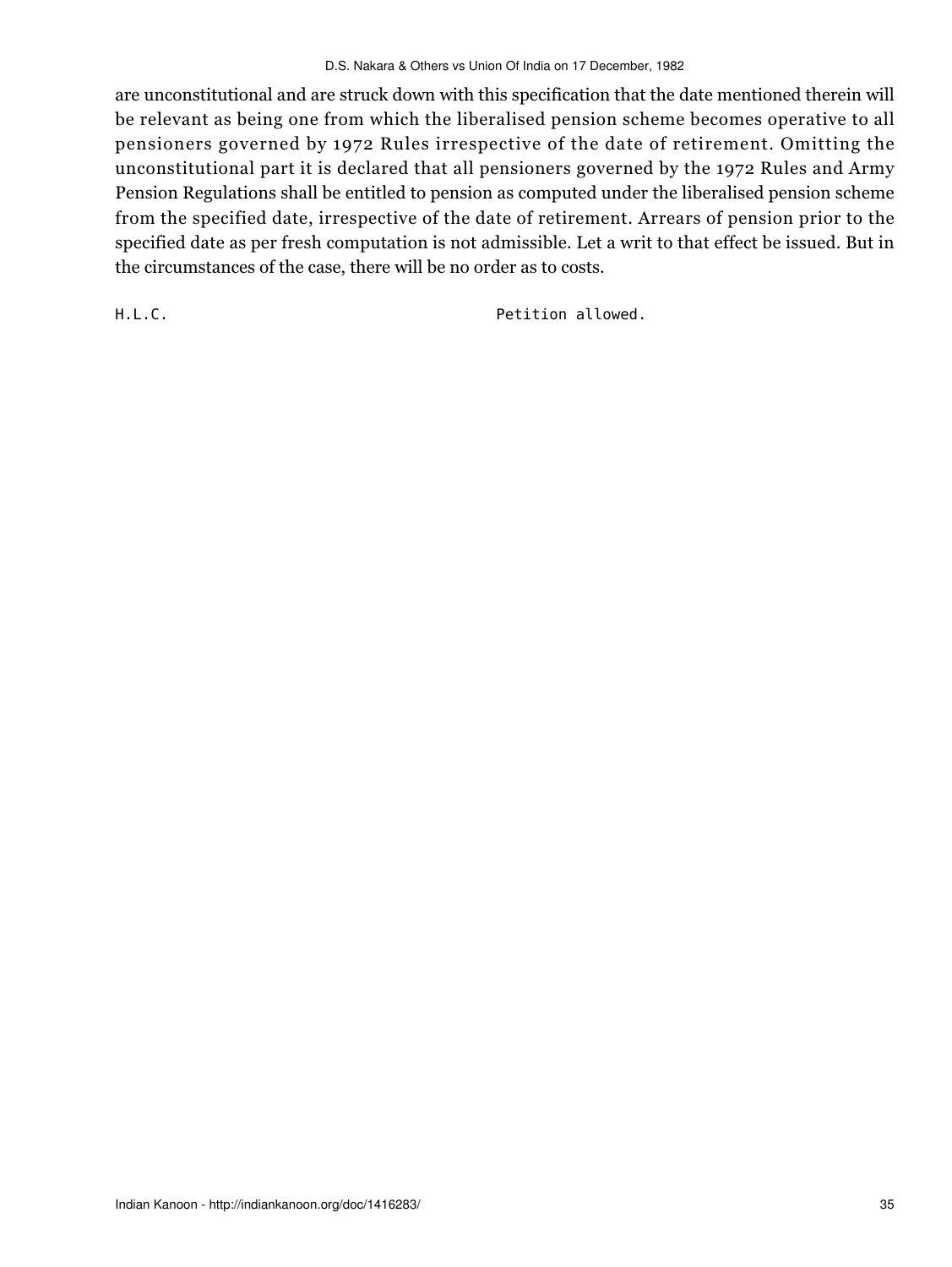are unconstitutional and are struck down with this specification that the date mentioned therein will be relevant as being one from which the liberalised pension scheme becomes operative to all pensioners governed by 1972 Rules irrespective of the date of retirement. Omitting the unconstitutional part it is declared that all pensioners governed by the 1972 Rules and Army Pension Regulations shall be entitled to pension as computed under the liberalised pension scheme from the specified date, irrespective of the date of retirement. Arrears of pension prior to the specified date as per fresh computation is not admissible. Let a writ to that effect be issued. But in the circumstances of the case, there will be no order as to costs.

H.L.C. Petition allowed.